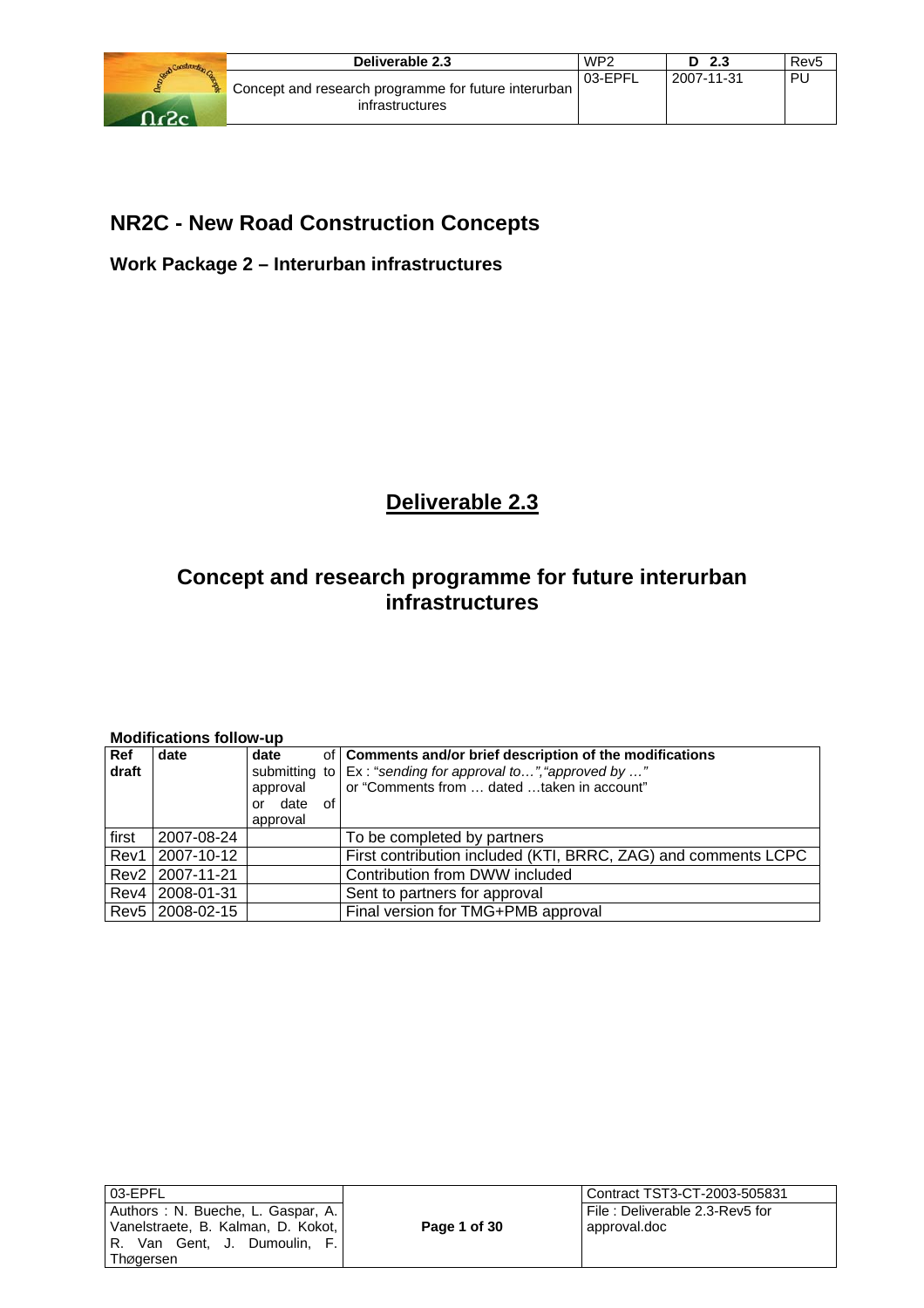## NR2C - New Road Construction Concepts

### Work Package 2 – Interurban infrastructures

# Deliverable 2.3

# Concept and research programme for future interurban infrastructures

**Modifications follow-up**

| Ref draft | date | date of submitting to approval or date of approval | Comments and/or brief description of the modifications<br>Ex : "*sending for approval to…*","*approved by …*"<br>or "Comments from … dated …taken in account" |
|---|---|---|---|
| first | 2007-08-24 | | To be completed by partners |
| Rev1 | 2007-10-12 | | First contribution included (KTI, BRRC, ZAG) and comments LCPC |
| Rev2 | 2007-11-21 | | Contribution from DWW included |
| Rev4 | 2008-01-31 | | Sent to partners for approval |
| Rev5 | 2008-02-15 | | Final version for TMG+PMB approval |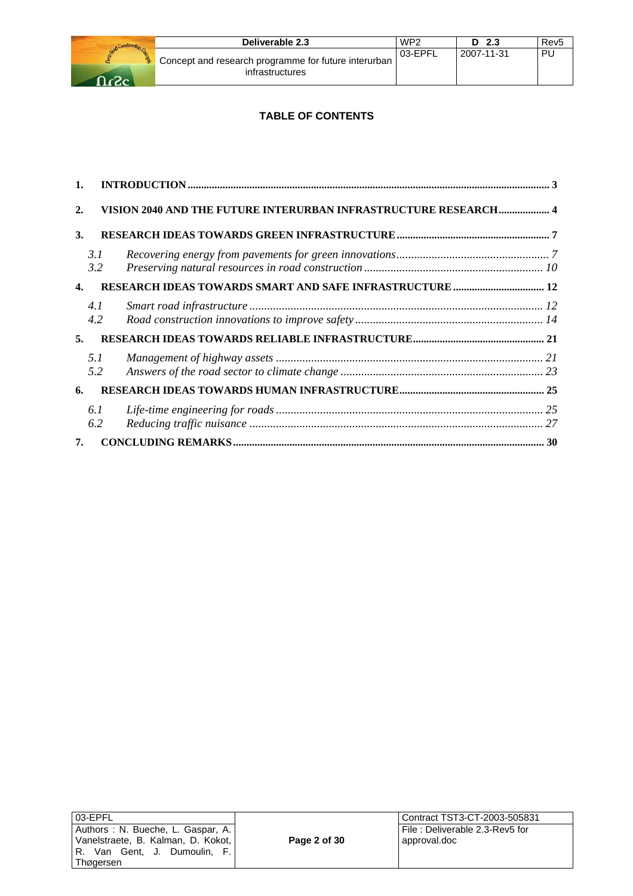**TABLE OF CONTENTS**

1. **INTRODUCTION** ..... 3
2. **VISION 2040 AND THE FUTURE INTERURBAN INFRASTRUCTURE RESEARCH** ..... 4
3. **RESEARCH IDEAS TOWARDS GREEN INFRASTRUCTURE** ..... 7
   - *3.1 Recovering energy from pavements for green innovations* ..... 7
   - *3.2 Preserving natural resources in road construction* ..... 10
4. **RESEARCH IDEAS TOWARDS SMART AND SAFE INFRASTRUCTURE** ..... 12
   - *4.1 Smart road infrastructure* ..... 12
   - *4.2 Road construction innovations to improve safety* ..... 14
5. **RESEARCH IDEAS TOWARDS RELIABLE INFRASTRUCTURE** ..... 21
   - *5.1 Management of highway assets* ..... 21
   - *5.2 Answers of the road sector to climate change* ..... 23
6. **RESEARCH IDEAS TOWARDS HUMAN INFRASTRUCTURE** ..... 25
   - *6.1 Life-time engineering for roads* ..... 25
   - *6.2 Reducing traffic nuisance* ..... 27
7. **CONCLUDING REMARKS** ..... 30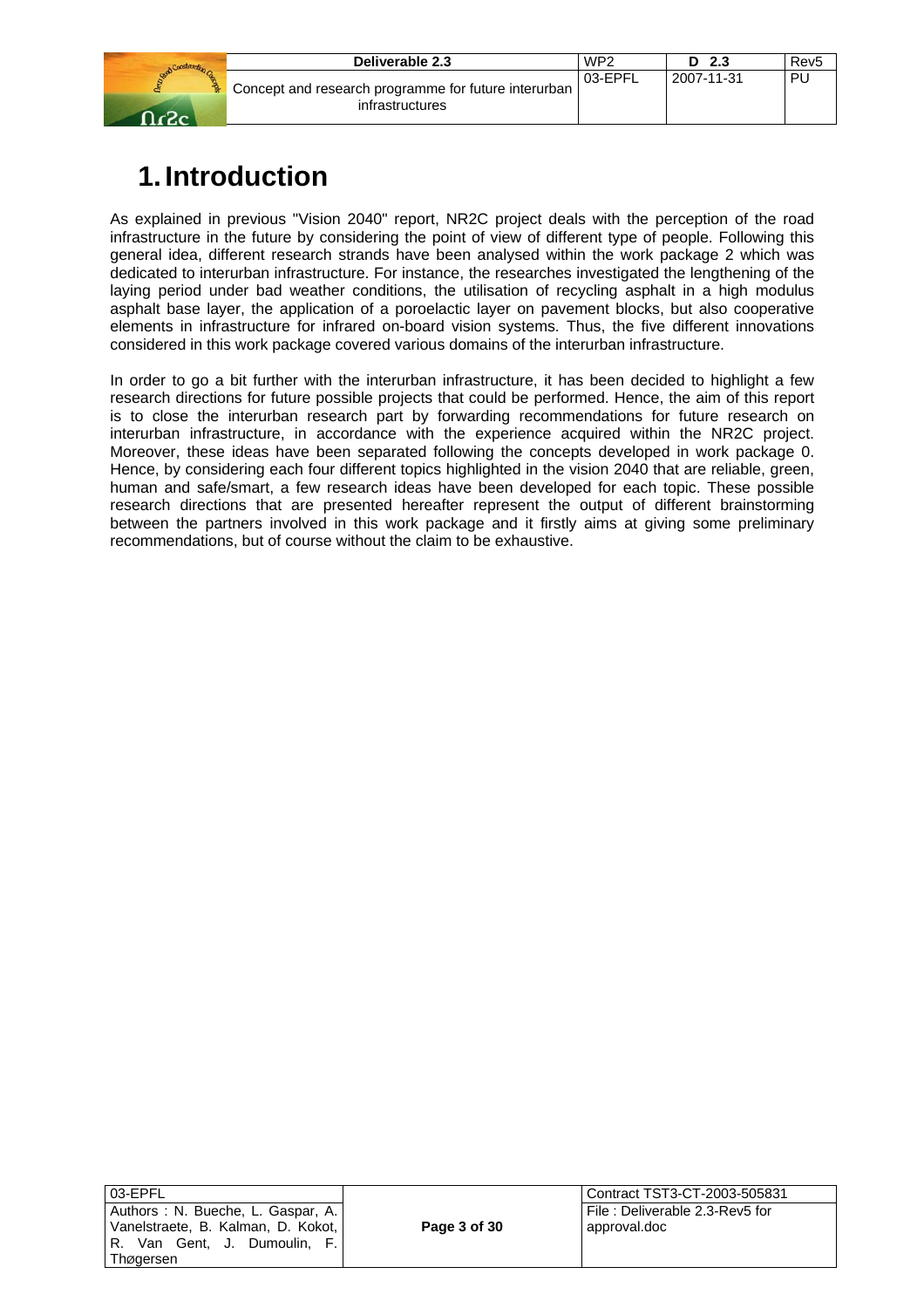# 1. Introduction

As explained in previous "Vision 2040" report, NR2C project deals with the perception of the road infrastructure in the future by considering the point of view of different type of people. Following this general idea, different research strands have been analysed within the work package 2 which was dedicated to interurban infrastructure. For instance, the researches investigated the lengthening of the laying period under bad weather conditions, the utilisation of recycling asphalt in a high modulus asphalt base layer, the application of a poroelactic layer on pavement blocks, but also cooperative elements in infrastructure for infrared on-board vision systems. Thus, the five different innovations considered in this work package covered various domains of the interurban infrastructure.

In order to go a bit further with the interurban infrastructure, it has been decided to highlight a few research directions for future possible projects that could be performed. Hence, the aim of this report is to close the interurban research part by forwarding recommendations for future research on interurban infrastructure, in accordance with the experience acquired within the NR2C project. Moreover, these ideas have been separated following the concepts developed in work package 0. Hence, by considering each four different topics highlighted in the vision 2040 that are reliable, green, human and safe/smart, a few research ideas have been developed for each topic. These possible research directions that are presented hereafter represent the output of different brainstorming between the partners involved in this work package and it firstly aims at giving some preliminary recommendations, but of course without the claim to be exhaustive.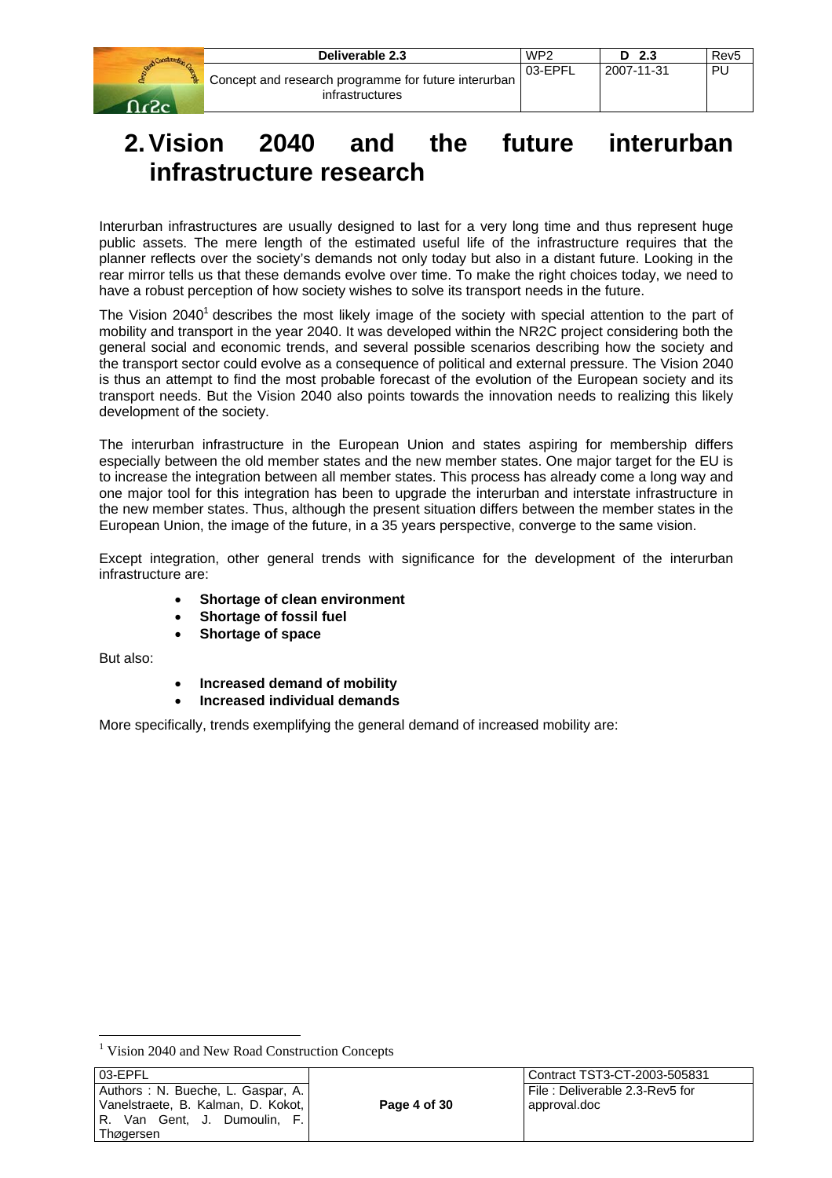# 2. Vision 2040 and the future interurban infrastructure research

Interurban infrastructures are usually designed to last for a very long time and thus represent huge public assets. The mere length of the estimated useful life of the infrastructure requires that the planner reflects over the society's demands not only today but also in a distant future. Looking in the rear mirror tells us that these demands evolve over time. To make the right choices today, we need to have a robust perception of how society wishes to solve its transport needs in the future.

The Vision 2040[1] describes the most likely image of the society with special attention to the part of mobility and transport in the year 2040. It was developed within the NR2C project considering both the general social and economic trends, and several possible scenarios describing how the society and the transport sector could evolve as a consequence of political and external pressure. The Vision 2040 is thus an attempt to find the most probable forecast of the evolution of the European society and its transport needs. But the Vision 2040 also points towards the innovation needs to realizing this likely development of the society.

The interurban infrastructure in the European Union and states aspiring for membership differs especially between the old member states and the new member states. One major target for the EU is to increase the integration between all member states. This process has already come a long way and one major tool for this integration has been to upgrade the interurban and interstate infrastructure in the new member states. Thus, although the present situation differs between the member states in the European Union, the image of the future, in a 35 years perspective, converge to the same vision.

Except integration, other general trends with significance for the development of the interurban infrastructure are:

- **Shortage of clean environment**
- **Shortage of fossil fuel**
- **Shortage of space**

But also:

- **Increased demand of mobility**
- **Increased individual demands**

More specifically, trends exemplifying the general demand of increased mobility are:

[1] Vision 2040 and New Road Construction Concepts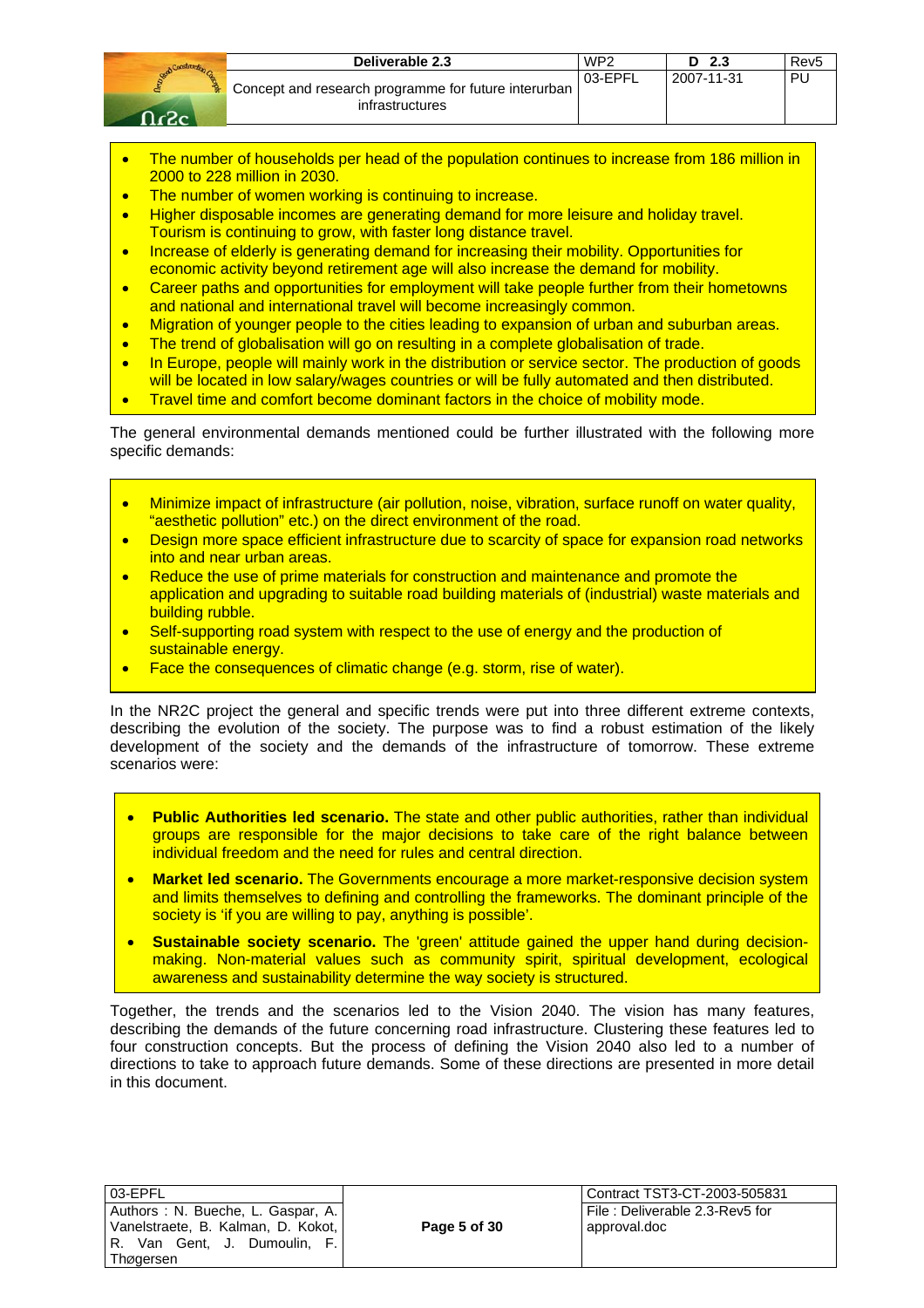- The number of households per head of the population continues to increase from 186 million in 2000 to 228 million in 2030.
- The number of women working is continuing to increase.
- Higher disposable incomes are generating demand for more leisure and holiday travel. Tourism is continuing to grow, with faster long distance travel.
- Increase of elderly is generating demand for increasing their mobility. Opportunities for economic activity beyond retirement age will also increase the demand for mobility.
- Career paths and opportunities for employment will take people further from their hometowns and national and international travel will become increasingly common.
- Migration of younger people to the cities leading to expansion of urban and suburban areas.
- The trend of globalisation will go on resulting in a complete globalisation of trade.
- In Europe, people will mainly work in the distribution or service sector. The production of goods will be located in low salary/wages countries or will be fully automated and then distributed.
- Travel time and comfort become dominant factors in the choice of mobility mode.

The general environmental demands mentioned could be further illustrated with the following more specific demands:

- Minimize impact of infrastructure (air pollution, noise, vibration, surface runoff on water quality, "aesthetic pollution" etc.) on the direct environment of the road.
- Design more space efficient infrastructure due to scarcity of space for expansion road networks into and near urban areas.
- Reduce the use of prime materials for construction and maintenance and promote the application and upgrading to suitable road building materials of (industrial) waste materials and building rubble.
- Self-supporting road system with respect to the use of energy and the production of sustainable energy.
- Face the consequences of climatic change (e.g. storm, rise of water).

In the NR2C project the general and specific trends were put into three different extreme contexts, describing the evolution of the society. The purpose was to find a robust estimation of the likely development of the society and the demands of the infrastructure of tomorrow. These extreme scenarios were:

- **Public Authorities led scenario.** The state and other public authorities, rather than individual groups are responsible for the major decisions to take care of the right balance between individual freedom and the need for rules and central direction.
- **Market led scenario.** The Governments encourage a more market-responsive decision system and limits themselves to defining and controlling the frameworks. The dominant principle of the society is 'if you are willing to pay, anything is possible'.
- **Sustainable society scenario.** The 'green' attitude gained the upper hand during decision-making. Non-material values such as community spirit, spiritual development, ecological awareness and sustainability determine the way society is structured.

Together, the trends and the scenarios led to the Vision 2040. The vision has many features, describing the demands of the future concerning road infrastructure. Clustering these features led to four construction concepts. But the process of defining the Vision 2040 also led to a number of directions to take to approach future demands. Some of these directions are presented in more detail in this document.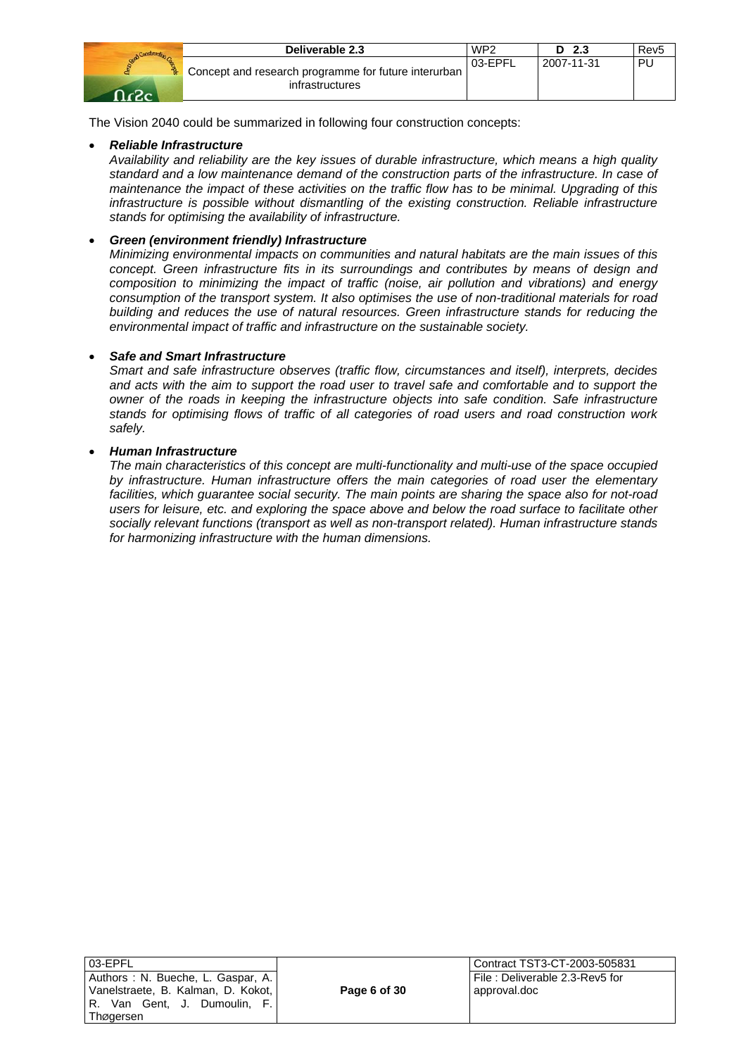The Vision 2040 could be summarized in following four construction concepts:

- ***Reliable Infrastructure***
  *Availability and reliability are the key issues of durable infrastructure, which means a high quality standard and a low maintenance demand of the construction parts of the infrastructure. In case of maintenance the impact of these activities on the traffic flow has to be minimal. Upgrading of this infrastructure is possible without dismantling of the existing construction. Reliable infrastructure stands for optimising the availability of infrastructure.*

- ***Green (environment friendly) Infrastructure***
  *Minimizing environmental impacts on communities and natural habitats are the main issues of this concept. Green infrastructure fits in its surroundings and contributes by means of design and composition to minimizing the impact of traffic (noise, air pollution and vibrations) and energy consumption of the transport system. It also optimises the use of non-traditional materials for road building and reduces the use of natural resources. Green infrastructure stands for reducing the environmental impact of traffic and infrastructure on the sustainable society.*

- ***Safe and Smart Infrastructure***
  *Smart and safe infrastructure observes (traffic flow, circumstances and itself), interprets, decides and acts with the aim to support the road user to travel safe and comfortable and to support the owner of the roads in keeping the infrastructure objects into safe condition. Safe infrastructure stands for optimising flows of traffic of all categories of road users and road construction work safely.*

- ***Human Infrastructure***
  *The main characteristics of this concept are multi-functionality and multi-use of the space occupied by infrastructure. Human infrastructure offers the main categories of road user the elementary facilities, which guarantee social security. The main points are sharing the space also for not-road users for leisure, etc. and exploring the space above and below the road surface to facilitate other socially relevant functions (transport as well as non-transport related). Human infrastructure stands for harmonizing infrastructure with the human dimensions.*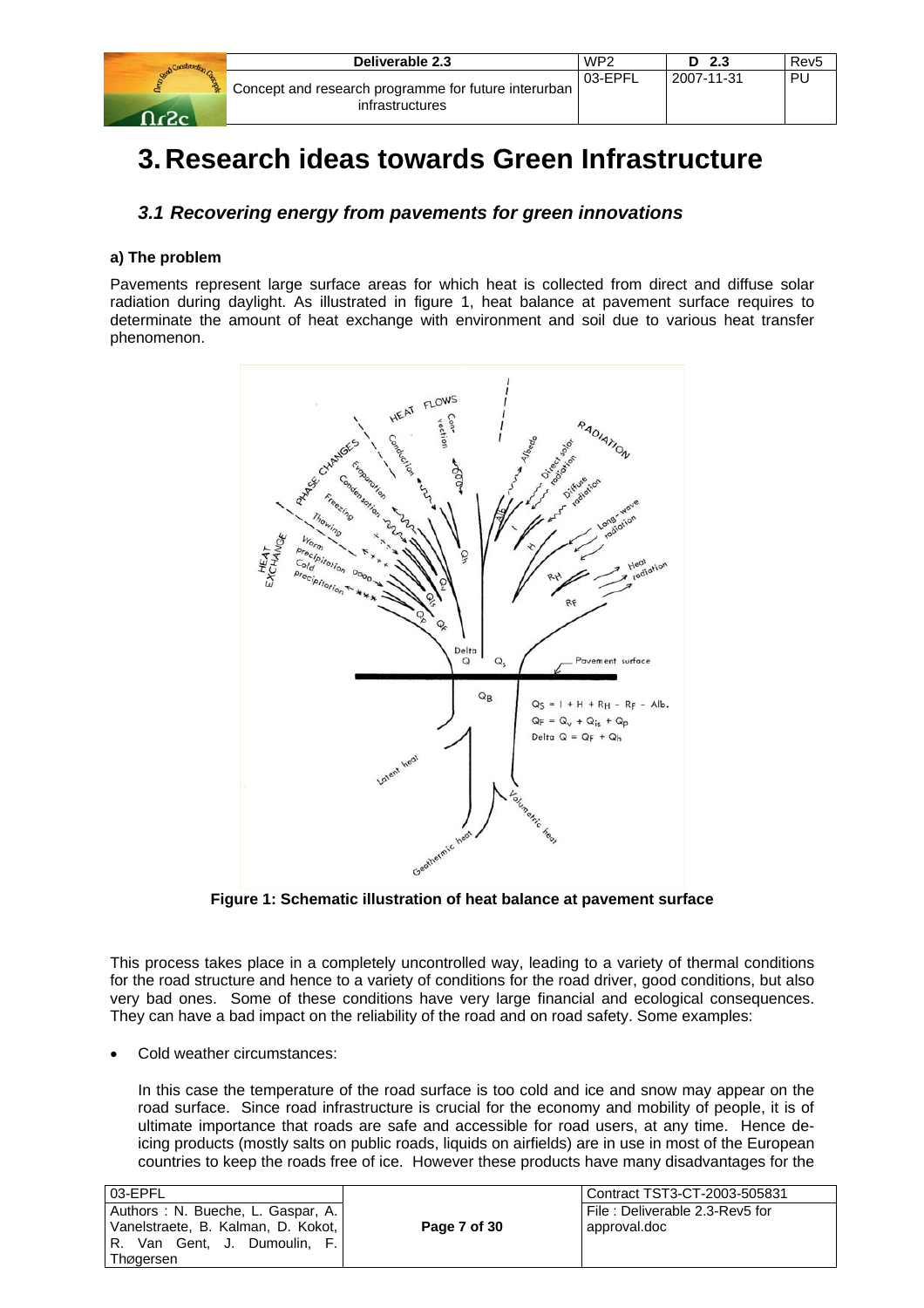# 3. Research ideas towards Green Infrastructure

## *3.1 Recovering energy from pavements for green innovations*

### a) The problem

Pavements represent large surface areas for which heat is collected from direct and diffuse solar radiation during daylight. As illustrated in figure 1, heat balance at pavement surface requires to determinate the amount of heat exchange with environment and soil due to various heat transfer phenomenon.

**Figure 1: Schematic illustration of heat balance at pavement surface**

This process takes place in a completely uncontrolled way, leading to a variety of thermal conditions for the road structure and hence to a variety of conditions for the road driver, good conditions, but also very bad ones. Some of these conditions have very large financial and ecological consequences. They can have a bad impact on the reliability of the road and on road safety. Some examples:

- Cold weather circumstances:

  In this case the temperature of the road surface is too cold and ice and snow may appear on the road surface. Since road infrastructure is crucial for the economy and mobility of people, it is of ultimate importance that roads are safe and accessible for road users, at any time. Hence de-icing products (mostly salts on public roads, liquids on airfields) are in use in most of the European countries to keep the roads free of ice. However these products have many disadvantages for the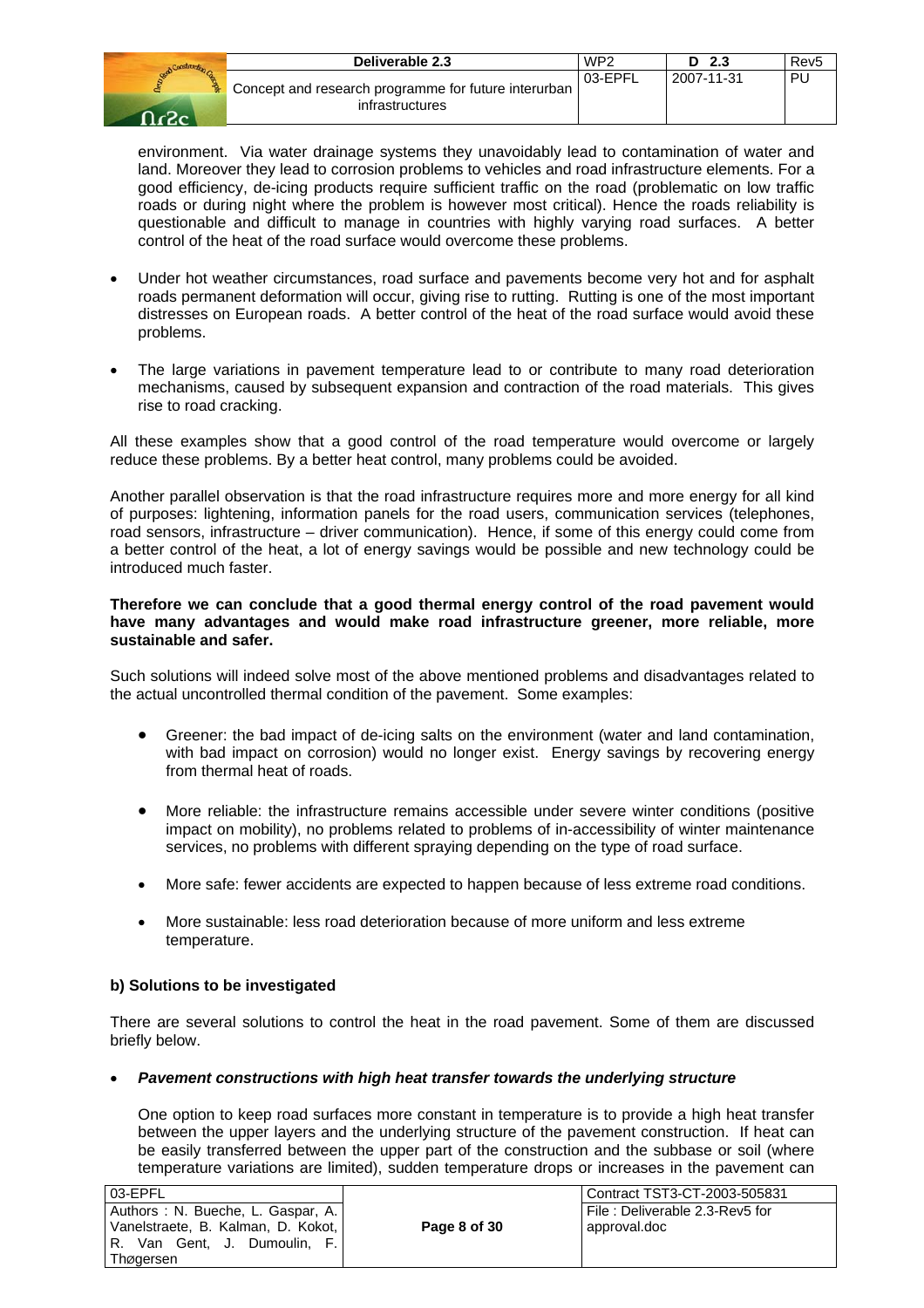environment. Via water drainage systems they unavoidably lead to contamination of water and land. Moreover they lead to corrosion problems to vehicles and road infrastructure elements. For a good efficiency, de-icing products require sufficient traffic on the road (problematic on low traffic roads or during night where the problem is however most critical). Hence the roads reliability is questionable and difficult to manage in countries with highly varying road surfaces. A better control of the heat of the road surface would overcome these problems.

- Under hot weather circumstances, road surface and pavements become very hot and for asphalt roads permanent deformation will occur, giving rise to rutting. Rutting is one of the most important distresses on European roads. A better control of the heat of the road surface would avoid these problems.

- The large variations in pavement temperature lead to or contribute to many road deterioration mechanisms, caused by subsequent expansion and contraction of the road materials. This gives rise to road cracking.

All these examples show that a good control of the road temperature would overcome or largely reduce these problems. By a better heat control, many problems could be avoided.

Another parallel observation is that the road infrastructure requires more and more energy for all kind of purposes: lightening, information panels for the road users, communication services (telephones, road sensors, infrastructure – driver communication). Hence, if some of this energy could come from a better control of the heat, a lot of energy savings would be possible and new technology could be introduced much faster.

**Therefore we can conclude that a good thermal energy control of the road pavement would have many advantages and would make road infrastructure greener, more reliable, more sustainable and safer.**

Such solutions will indeed solve most of the above mentioned problems and disadvantages related to the actual uncontrolled thermal condition of the pavement. Some examples:

- Greener: the bad impact of de-icing salts on the environment (water and land contamination, with bad impact on corrosion) would no longer exist. Energy savings by recovering energy from thermal heat of roads.

- More reliable: the infrastructure remains accessible under severe winter conditions (positive impact on mobility), no problems related to problems of in-accessibility of winter maintenance services, no problems with different spraying depending on the type of road surface.

- More safe: fewer accidents are expected to happen because of less extreme road conditions.

- More sustainable: less road deterioration because of more uniform and less extreme temperature.

**b) Solutions to be investigated**

There are several solutions to control the heat in the road pavement. Some of them are discussed briefly below.

- ***Pavement constructions with high heat transfer towards the underlying structure***

  One option to keep road surfaces more constant in temperature is to provide a high heat transfer between the upper layers and the underlying structure of the pavement construction. If heat can be easily transferred between the upper part of the construction and the subbase or soil (where temperature variations are limited), sudden temperature drops or increases in the pavement can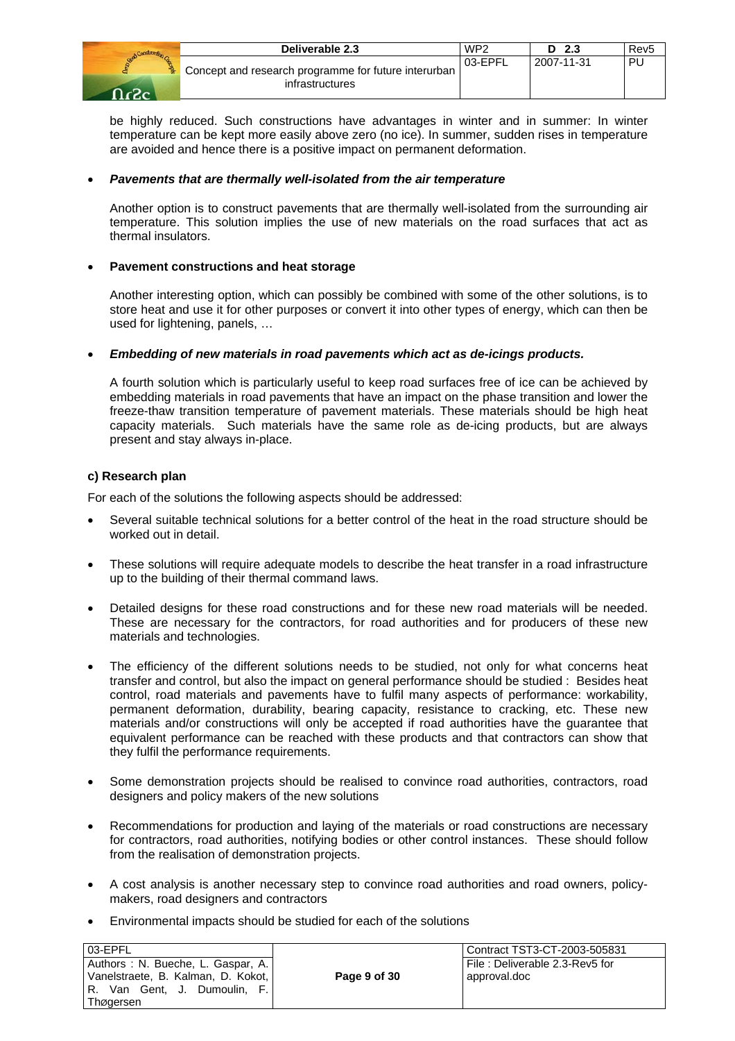be highly reduced. Such constructions have advantages in winter and in summer: In winter temperature can be kept more easily above zero (no ice). In summer, sudden rises in temperature are avoided and hence there is a positive impact on permanent deformation.

- ***Pavements that are thermally well-isolated from the air temperature***

  Another option is to construct pavements that are thermally well-isolated from the surrounding air temperature. This solution implies the use of new materials on the road surfaces that act as thermal insulators.

- **Pavement constructions and heat storage**

  Another interesting option, which can possibly be combined with some of the other solutions, is to store heat and use it for other purposes or convert it into other types of energy, which can then be used for lightening, panels, …

- ***Embedding of new materials in road pavements which act as de-icings products.***

  A fourth solution which is particularly useful to keep road surfaces free of ice can be achieved by embedding materials in road pavements that have an impact on the phase transition and lower the freeze-thaw transition temperature of pavement materials. These materials should be high heat capacity materials. Such materials have the same role as de-icing products, but are always present and stay always in-place.

**c) Research plan**

For each of the solutions the following aspects should be addressed:

- Several suitable technical solutions for a better control of the heat in the road structure should be worked out in detail.
- These solutions will require adequate models to describe the heat transfer in a road infrastructure up to the building of their thermal command laws.
- Detailed designs for these road constructions and for these new road materials will be needed. These are necessary for the contractors, for road authorities and for producers of these new materials and technologies.
- The efficiency of the different solutions needs to be studied, not only for what concerns heat transfer and control, but also the impact on general performance should be studied : Besides heat control, road materials and pavements have to fulfil many aspects of performance: workability, permanent deformation, durability, bearing capacity, resistance to cracking, etc. These new materials and/or constructions will only be accepted if road authorities have the guarantee that equivalent performance can be reached with these products and that contractors can show that they fulfil the performance requirements.
- Some demonstration projects should be realised to convince road authorities, contractors, road designers and policy makers of the new solutions
- Recommendations for production and laying of the materials or road constructions are necessary for contractors, road authorities, notifying bodies or other control instances. These should follow from the realisation of demonstration projects.
- A cost analysis is another necessary step to convince road authorities and road owners, policy-makers, road designers and contractors
- Environmental impacts should be studied for each of the solutions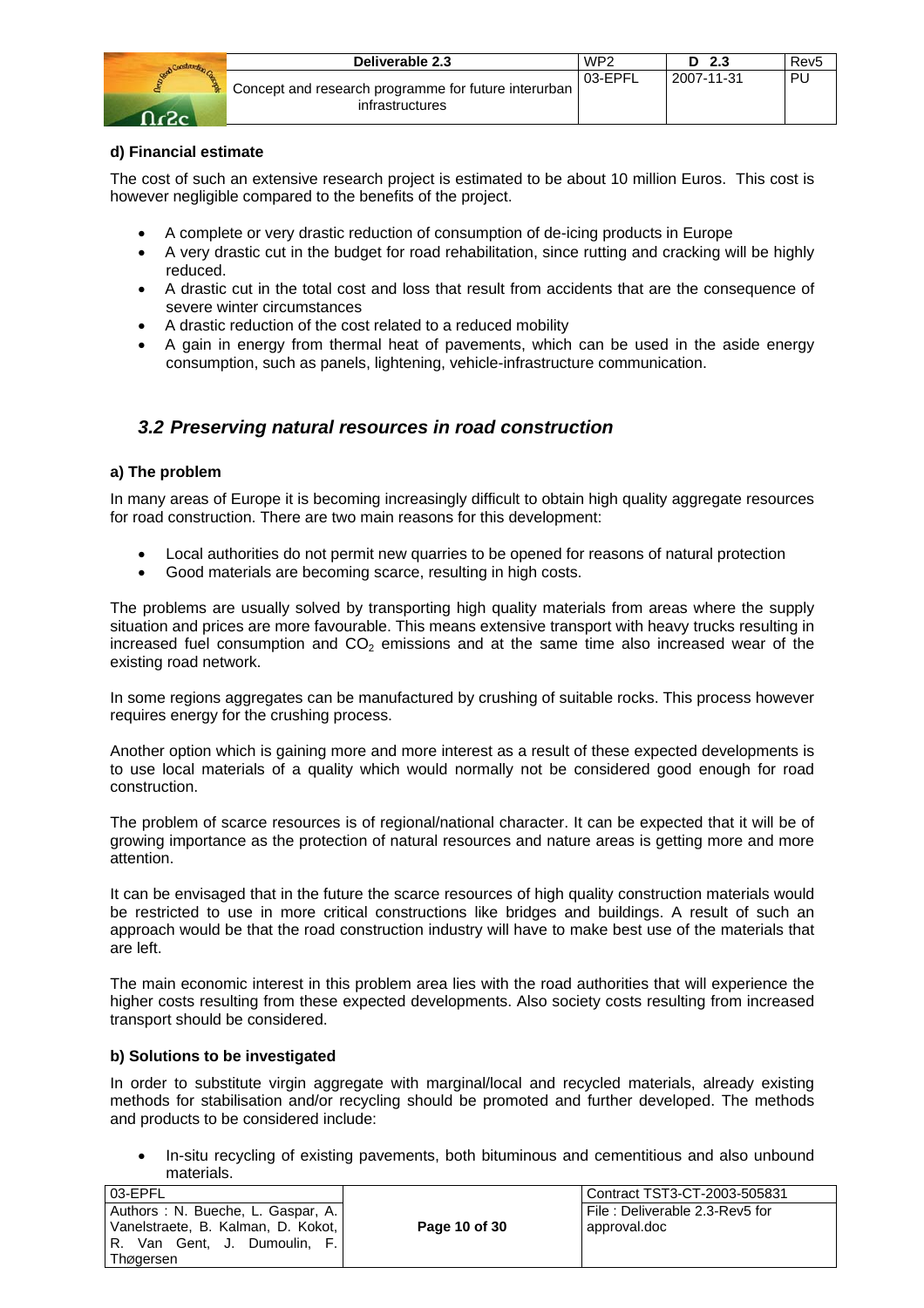**d) Financial estimate**

The cost of such an extensive research project is estimated to be about 10 million Euros. This cost is however negligible compared to the benefits of the project.

- A complete or very drastic reduction of consumption of de-icing products in Europe
- A very drastic cut in the budget for road rehabilitation, since rutting and cracking will be highly reduced.
- A drastic cut in the total cost and loss that result from accidents that are the consequence of severe winter circumstances
- A drastic reduction of the cost related to a reduced mobility
- A gain in energy from thermal heat of pavements, which can be used in the aside energy consumption, such as panels, lightening, vehicle-infrastructure communication.

## *3.2 Preserving natural resources in road construction*

**a) The problem**

In many areas of Europe it is becoming increasingly difficult to obtain high quality aggregate resources for road construction. There are two main reasons for this development:

- Local authorities do not permit new quarries to be opened for reasons of natural protection
- Good materials are becoming scarce, resulting in high costs.

The problems are usually solved by transporting high quality materials from areas where the supply situation and prices are more favourable. This means extensive transport with heavy trucks resulting in increased fuel consumption and $CO_2$ emissions and at the same time also increased wear of the existing road network.

In some regions aggregates can be manufactured by crushing of suitable rocks. This process however requires energy for the crushing process.

Another option which is gaining more and more interest as a result of these expected developments is to use local materials of a quality which would normally not be considered good enough for road construction.

The problem of scarce resources is of regional/national character. It can be expected that it will be of growing importance as the protection of natural resources and nature areas is getting more and more attention.

It can be envisaged that in the future the scarce resources of high quality construction materials would be restricted to use in more critical constructions like bridges and buildings. A result of such an approach would be that the road construction industry will have to make best use of the materials that are left.

The main economic interest in this problem area lies with the road authorities that will experience the higher costs resulting from these expected developments. Also society costs resulting from increased transport should be considered.

**b) Solutions to be investigated**

In order to substitute virgin aggregate with marginal/local and recycled materials, already existing methods for stabilisation and/or recycling should be promoted and further developed. The methods and products to be considered include:

- In-situ recycling of existing pavements, both bituminous and cementitious and also unbound materials.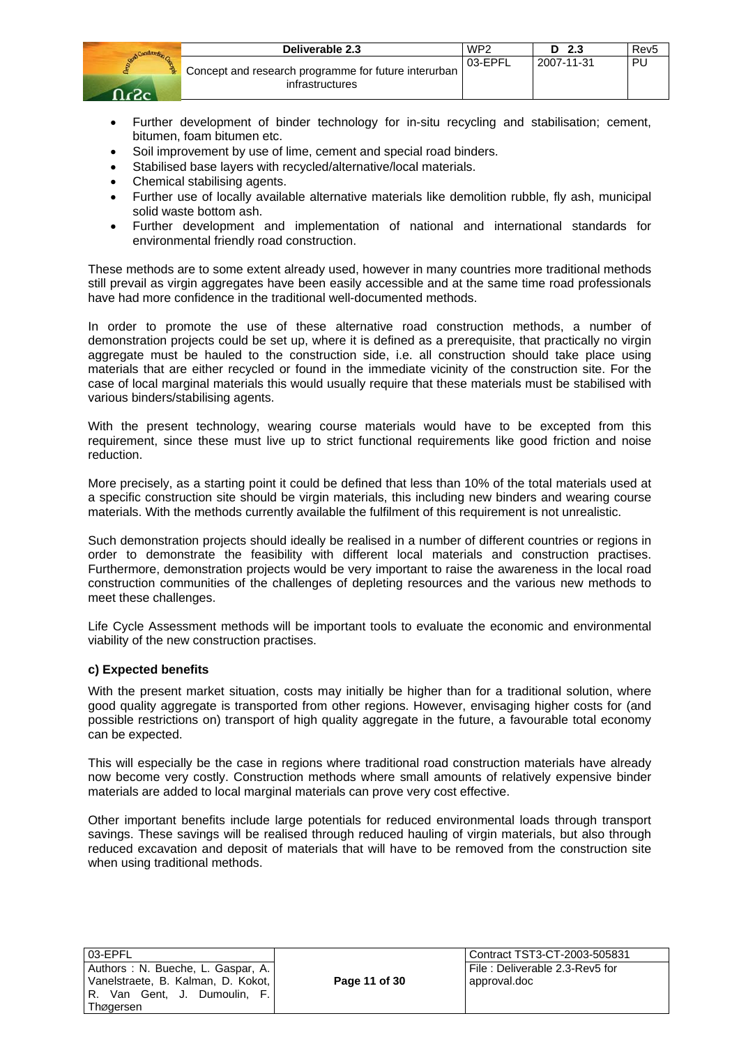- Further development of binder technology for in-situ recycling and stabilisation; cement, bitumen, foam bitumen etc.
- Soil improvement by use of lime, cement and special road binders.
- Stabilised base layers with recycled/alternative/local materials.
- Chemical stabilising agents.
- Further use of locally available alternative materials like demolition rubble, fly ash, municipal solid waste bottom ash.
- Further development and implementation of national and international standards for environmental friendly road construction.

These methods are to some extent already used, however in many countries more traditional methods still prevail as virgin aggregates have been easily accessible and at the same time road professionals have had more confidence in the traditional well-documented methods.

In order to promote the use of these alternative road construction methods, a number of demonstration projects could be set up, where it is defined as a prerequisite, that practically no virgin aggregate must be hauled to the construction side, i.e. all construction should take place using materials that are either recycled or found in the immediate vicinity of the construction site. For the case of local marginal materials this would usually require that these materials must be stabilised with various binders/stabilising agents.

With the present technology, wearing course materials would have to be excepted from this requirement, since these must live up to strict functional requirements like good friction and noise reduction.

More precisely, as a starting point it could be defined that less than 10% of the total materials used at a specific construction site should be virgin materials, this including new binders and wearing course materials. With the methods currently available the fulfilment of this requirement is not unrealistic.

Such demonstration projects should ideally be realised in a number of different countries or regions in order to demonstrate the feasibility with different local materials and construction practises. Furthermore, demonstration projects would be very important to raise the awareness in the local road construction communities of the challenges of depleting resources and the various new methods to meet these challenges.

Life Cycle Assessment methods will be important tools to evaluate the economic and environmental viability of the new construction practises.

**c) Expected benefits**

With the present market situation, costs may initially be higher than for a traditional solution, where good quality aggregate is transported from other regions. However, envisaging higher costs for (and possible restrictions on) transport of high quality aggregate in the future, a favourable total economy can be expected.

This will especially be the case in regions where traditional road construction materials have already now become very costly. Construction methods where small amounts of relatively expensive binder materials are added to local marginal materials can prove very cost effective.

Other important benefits include large potentials for reduced environmental loads through transport savings. These savings will be realised through reduced hauling of virgin materials, but also through reduced excavation and deposit of materials that will have to be removed from the construction site when using traditional methods.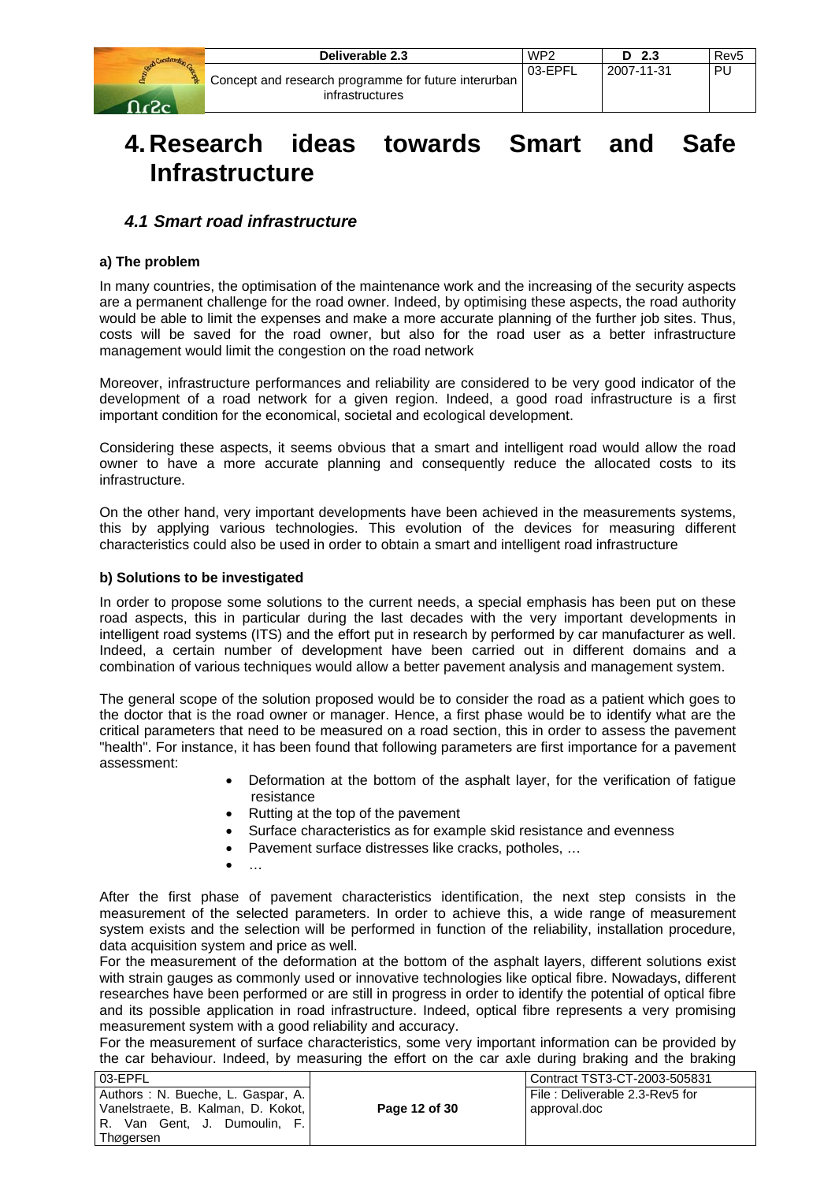# 4. Research ideas towards Smart and Safe Infrastructure

## *4.1 Smart road infrastructure*

**a) The problem**

In many countries, the optimisation of the maintenance work and the increasing of the security aspects are a permanent challenge for the road owner. Indeed, by optimising these aspects, the road authority would be able to limit the expenses and make a more accurate planning of the further job sites. Thus, costs will be saved for the road owner, but also for the road user as a better infrastructure management would limit the congestion on the road network

Moreover, infrastructure performances and reliability are considered to be very good indicator of the development of a road network for a given region. Indeed, a good road infrastructure is a first important condition for the economical, societal and ecological development.

Considering these aspects, it seems obvious that a smart and intelligent road would allow the road owner to have a more accurate planning and consequently reduce the allocated costs to its infrastructure.

On the other hand, very important developments have been achieved in the measurements systems, this by applying various technologies. This evolution of the devices for measuring different characteristics could also be used in order to obtain a smart and intelligent road infrastructure

**b) Solutions to be investigated**

In order to propose some solutions to the current needs, a special emphasis has been put on these road aspects, this in particular during the last decades with the very important developments in intelligent road systems (ITS) and the effort put in research by performed by car manufacturer as well. Indeed, a certain number of development have been carried out in different domains and a combination of various techniques would allow a better pavement analysis and management system.

The general scope of the solution proposed would be to consider the road as a patient which goes to the doctor that is the road owner or manager. Hence, a first phase would be to identify what are the critical parameters that need to be measured on a road section, this in order to assess the pavement "health". For instance, it has been found that following parameters are first importance for a pavement assessment:

- Deformation at the bottom of the asphalt layer, for the verification of fatigue resistance
- Rutting at the top of the pavement
- Surface characteristics as for example skid resistance and evenness
- Pavement surface distresses like cracks, potholes, …
- …

After the first phase of pavement characteristics identification, the next step consists in the measurement of the selected parameters. In order to achieve this, a wide range of measurement system exists and the selection will be performed in function of the reliability, installation procedure, data acquisition system and price as well.

For the measurement of the deformation at the bottom of the asphalt layers, different solutions exist with strain gauges as commonly used or innovative technologies like optical fibre. Nowadays, different researches have been performed or are still in progress in order to identify the potential of optical fibre and its possible application in road infrastructure. Indeed, optical fibre represents a very promising measurement system with a good reliability and accuracy.

For the measurement of surface characteristics, some very important information can be provided by the car behaviour. Indeed, by measuring the effort on the car axle during braking and the braking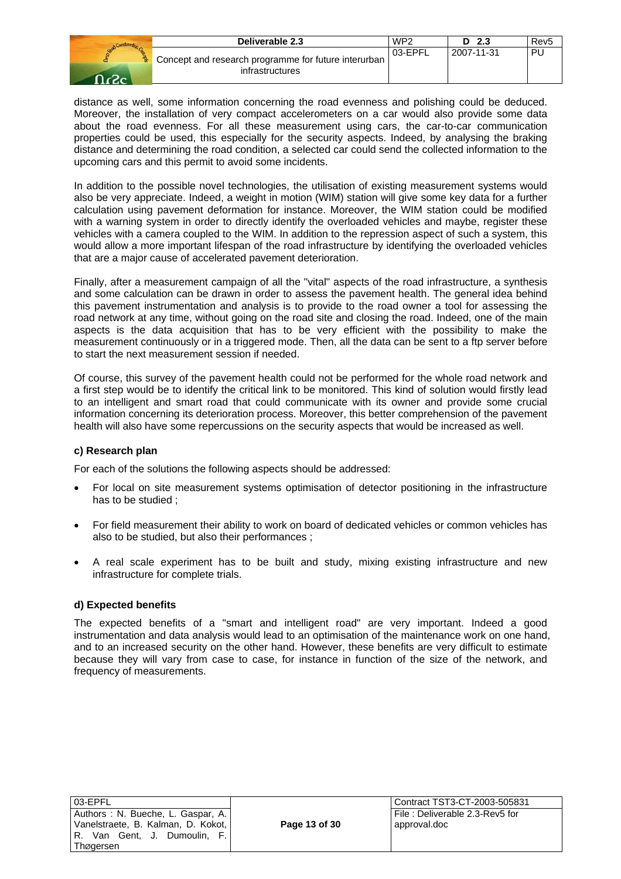distance as well, some information concerning the road evenness and polishing could be deduced. Moreover, the installation of very compact accelerometers on a car would also provide some data about the road evenness. For all these measurement using cars, the car-to-car communication properties could be used, this especially for the security aspects. Indeed, by analysing the braking distance and determining the road condition, a selected car could send the collected information to the upcoming cars and this permit to avoid some incidents.

In addition to the possible novel technologies, the utilisation of existing measurement systems would also be very appreciate. Indeed, a weight in motion (WIM) station will give some key data for a further calculation using pavement deformation for instance. Moreover, the WIM station could be modified with a warning system in order to directly identify the overloaded vehicles and maybe, register these vehicles with a camera coupled to the WIM. In addition to the repression aspect of such a system, this would allow a more important lifespan of the road infrastructure by identifying the overloaded vehicles that are a major cause of accelerated pavement deterioration.

Finally, after a measurement campaign of all the "vital" aspects of the road infrastructure, a synthesis and some calculation can be drawn in order to assess the pavement health. The general idea behind this pavement instrumentation and analysis is to provide to the road owner a tool for assessing the road network at any time, without going on the road site and closing the road. Indeed, one of the main aspects is the data acquisition that has to be very efficient with the possibility to make the measurement continuously or in a triggered mode. Then, all the data can be sent to a ftp server before to start the next measurement session if needed.

Of course, this survey of the pavement health could not be performed for the whole road network and a first step would be to identify the critical link to be monitored. This kind of solution would firstly lead to an intelligent and smart road that could communicate with its owner and provide some crucial information concerning its deterioration process. Moreover, this better comprehension of the pavement health will also have some repercussions on the security aspects that would be increased as well.

#### c) Research plan

For each of the solutions the following aspects should be addressed:

- For local on site measurement systems optimisation of detector positioning in the infrastructure has to be studied ;
- For field measurement their ability to work on board of dedicated vehicles or common vehicles has also to be studied, but also their performances ;
- A real scale experiment has to be built and study, mixing existing infrastructure and new infrastructure for complete trials.

#### d) Expected benefits

The expected benefits of a "smart and intelligent road" are very important. Indeed a good instrumentation and data analysis would lead to an optimisation of the maintenance work on one hand, and to an increased security on the other hand. However, these benefits are very difficult to estimate because they will vary from case to case, for instance in function of the size of the network, and frequency of measurements.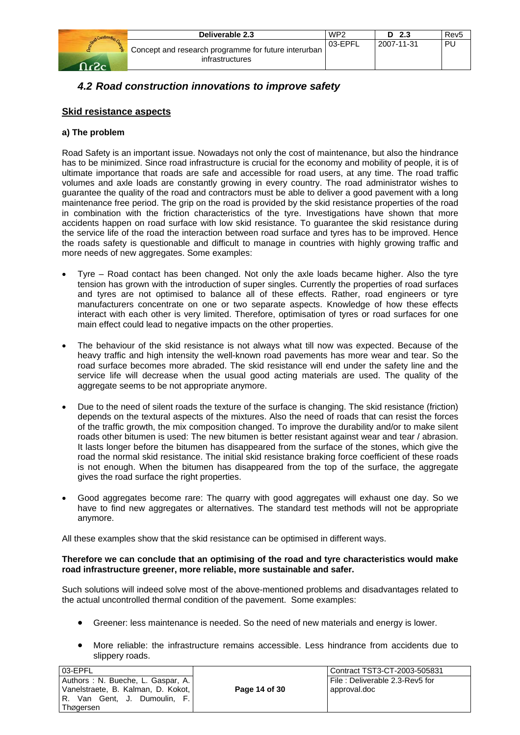## *4.2 Road construction innovations to improve safety*

### Skid resistance aspects

**a) The problem**

Road Safety is an important issue. Nowadays not only the cost of maintenance, but also the hindrance has to be minimized. Since road infrastructure is crucial for the economy and mobility of people, it is of ultimate importance that roads are safe and accessible for road users, at any time. The road traffic volumes and axle loads are constantly growing in every country. The road administrator wishes to guarantee the quality of the road and contractors must be able to deliver a good pavement with a long maintenance free period. The grip on the road is provided by the skid resistance properties of the road in combination with the friction characteristics of the tyre. Investigations have shown that more accidents happen on road surface with low skid resistance. To guarantee the skid resistance during the service life of the road the interaction between road surface and tyres has to be improved. Hence the roads safety is questionable and difficult to manage in countries with highly growing traffic and more needs of new aggregates. Some examples:

- Tyre – Road contact has been changed. Not only the axle loads became higher. Also the tyre tension has grown with the introduction of super singles. Currently the properties of road surfaces and tyres are not optimised to balance all of these effects. Rather, road engineers or tyre manufacturers concentrate on one or two separate aspects. Knowledge of how these effects interact with each other is very limited. Therefore, optimisation of tyres or road surfaces for one main effect could lead to negative impacts on the other properties.

- The behaviour of the skid resistance is not always what till now was expected. Because of the heavy traffic and high intensity the well-known road pavements has more wear and tear. So the road surface becomes more abraded. The skid resistance will end under the safety line and the service life will decrease when the usual good acting materials are used. The quality of the aggregate seems to be not appropriate anymore.

- Due to the need of silent roads the texture of the surface is changing. The skid resistance (friction) depends on the textural aspects of the mixtures. Also the need of roads that can resist the forces of the traffic growth, the mix composition changed. To improve the durability and/or to make silent roads other bitumen is used: The new bitumen is better resistant against wear and tear / abrasion. It lasts longer before the bitumen has disappeared from the surface of the stones, which give the road the normal skid resistance. The initial skid resistance braking force coefficient of these roads is not enough. When the bitumen has disappeared from the top of the surface, the aggregate gives the road surface the right properties.

- Good aggregates become rare: The quarry with good aggregates will exhaust one day. So we have to find new aggregates or alternatives. The standard test methods will not be appropriate anymore.

All these examples show that the skid resistance can be optimised in different ways.

**Therefore we can conclude that an optimising of the road and tyre characteristics would make road infrastructure greener, more reliable, more sustainable and safer.**

Such solutions will indeed solve most of the above-mentioned problems and disadvantages related to the actual uncontrolled thermal condition of the pavement. Some examples:

- Greener: less maintenance is needed. So the need of new materials and energy is lower.
- More reliable: the infrastructure remains accessible. Less hindrance from accidents due to slippery roads.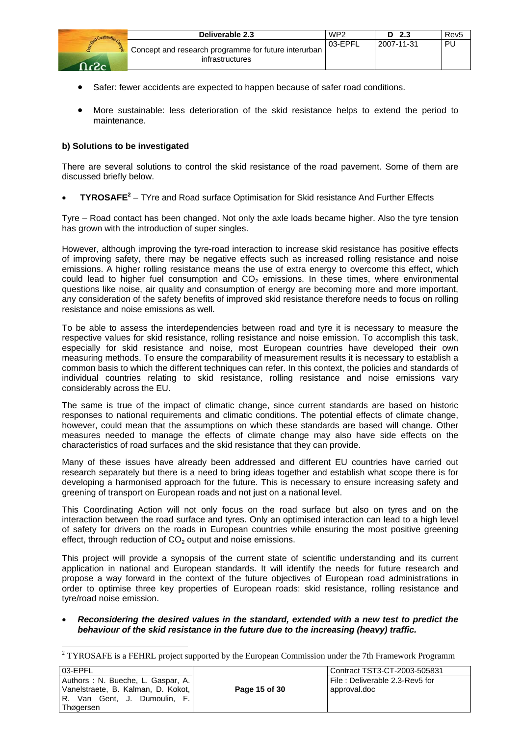- Safer: fewer accidents are expected to happen because of safer road conditions.

- More sustainable: less deterioration of the skid resistance helps to extend the period to maintenance.

**b) Solutions to be investigated**

There are several solutions to control the skid resistance of the road pavement. Some of them are discussed briefly below.

- **TYROSAFE[2]** – TYre and Road surface Optimisation for Skid resistance And Further Effects

Tyre – Road contact has been changed. Not only the axle loads became higher. Also the tyre tension has grown with the introduction of super singles.

However, although improving the tyre-road interaction to increase skid resistance has positive effects of improving safety, there may be negative effects such as increased rolling resistance and noise emissions. A higher rolling resistance means the use of extra energy to overcome this effect, which could lead to higher fuel consumption and $CO_2$ emissions. In these times, where environmental questions like noise, air quality and consumption of energy are becoming more and more important, any consideration of the safety benefits of improved skid resistance therefore needs to focus on rolling resistance and noise emissions as well.

To be able to assess the interdependencies between road and tyre it is necessary to measure the respective values for skid resistance, rolling resistance and noise emission. To accomplish this task, especially for skid resistance and noise, most European countries have developed their own measuring methods. To ensure the comparability of measurement results it is necessary to establish a common basis to which the different techniques can refer. In this context, the policies and standards of individual countries relating to skid resistance, rolling resistance and noise emissions vary considerably across the EU.

The same is true of the impact of climatic change, since current standards are based on historic responses to national requirements and climatic conditions. The potential effects of climate change, however, could mean that the assumptions on which these standards are based will change. Other measures needed to manage the effects of climate change may also have side effects on the characteristics of road surfaces and the skid resistance that they can provide.

Many of these issues have already been addressed and different EU countries have carried out research separately but there is a need to bring ideas together and establish what scope there is for developing a harmonised approach for the future. This is necessary to ensure increasing safety and greening of transport on European roads and not just on a national level.

This Coordinating Action will not only focus on the road surface but also on tyres and on the interaction between the road surface and tyres. Only an optimised interaction can lead to a high level of safety for drivers on the roads in European countries while ensuring the most positive greening effect, through reduction of $CO_2$ output and noise emissions.

This project will provide a synopsis of the current state of scientific understanding and its current application in national and European standards. It will identify the needs for future research and propose a way forward in the context of the future objectives of European road administrations in order to optimise three key properties of European roads: skid resistance, rolling resistance and tyre/road noise emission.

- ***Reconsidering the desired values in the standard, extended with a new test to predict the behaviour of the skid resistance in the future due to the increasing (heavy) traffic.***

[2] TYROSAFE is a FEHRL project supported by the European Commission under the 7th Framework Programm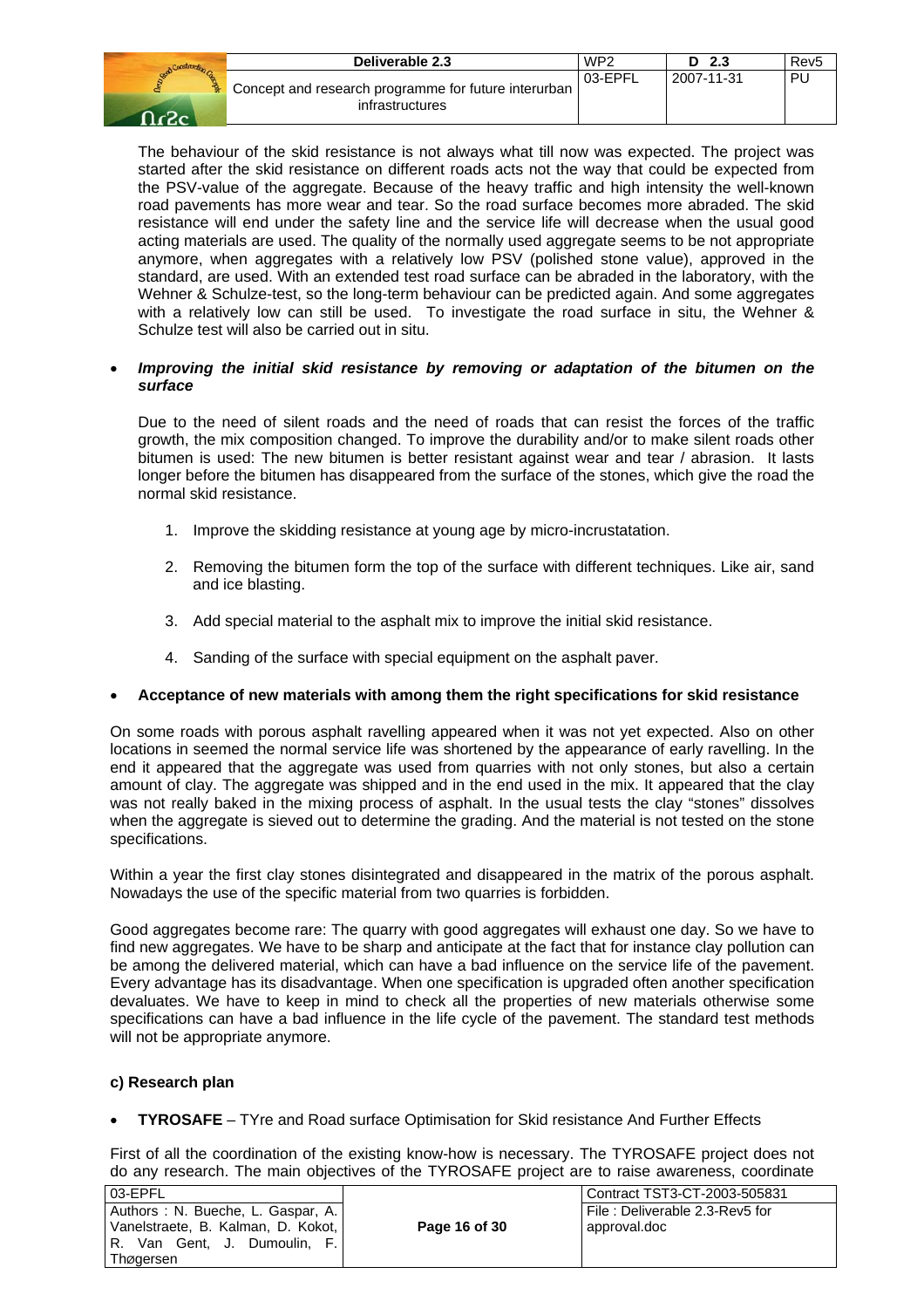The behaviour of the skid resistance is not always what till now was expected. The project was started after the skid resistance on different roads acts not the way that could be expected from the PSV-value of the aggregate. Because of the heavy traffic and high intensity the well-known road pavements has more wear and tear. So the road surface becomes more abraded. The skid resistance will end under the safety line and the service life will decrease when the usual good acting materials are used. The quality of the normally used aggregate seems to be not appropriate anymore, when aggregates with a relatively low PSV (polished stone value), approved in the standard, are used. With an extended test road surface can be abraded in the laboratory, with the Wehner & Schulze-test, so the long-term behaviour can be predicted again. And some aggregates with a relatively low can still be used. To investigate the road surface in situ, the Wehner & Schulze test will also be carried out in situ.

- ***Improving the initial skid resistance by removing or adaptation of the bitumen on the surface***

  Due to the need of silent roads and the need of roads that can resist the forces of the traffic growth, the mix composition changed. To improve the durability and/or to make silent roads other bitumen is used: The new bitumen is better resistant against wear and tear / abrasion. It lasts longer before the bitumen has disappeared from the surface of the stones, which give the road the normal skid resistance.

  1. Improve the skidding resistance at young age by micro-incrustatation.
  2. Removing the bitumen form the top of the surface with different techniques. Like air, sand and ice blasting.
  3. Add special material to the asphalt mix to improve the initial skid resistance.
  4. Sanding of the surface with special equipment on the asphalt paver.

- **Acceptance of new materials with among them the right specifications for skid resistance**

On some roads with porous asphalt ravelling appeared when it was not yet expected. Also on other locations in seemed the normal service life was shortened by the appearance of early ravelling. In the end it appeared that the aggregate was used from quarries with not only stones, but also a certain amount of clay. The aggregate was shipped and in the end used in the mix. It appeared that the clay was not really baked in the mixing process of asphalt. In the usual tests the clay "stones" dissolves when the aggregate is sieved out to determine the grading. And the material is not tested on the stone specifications.

Within a year the first clay stones disintegrated and disappeared in the matrix of the porous asphalt. Nowadays the use of the specific material from two quarries is forbidden.

Good aggregates become rare: The quarry with good aggregates will exhaust one day. So we have to find new aggregates. We have to be sharp and anticipate at the fact that for instance clay pollution can be among the delivered material, which can have a bad influence on the service life of the pavement. Every advantage has its disadvantage. When one specification is upgraded often another specification devaluates. We have to keep in mind to check all the properties of new materials otherwise some specifications can have a bad influence in the life cycle of the pavement. The standard test methods will not be appropriate anymore.

**c) Research plan**

- **TYROSAFE** – TYre and Road surface Optimisation for Skid resistance And Further Effects

First of all the coordination of the existing know-how is necessary. The TYROSAFE project does not do any research. The main objectives of the TYROSAFE project are to raise awareness, coordinate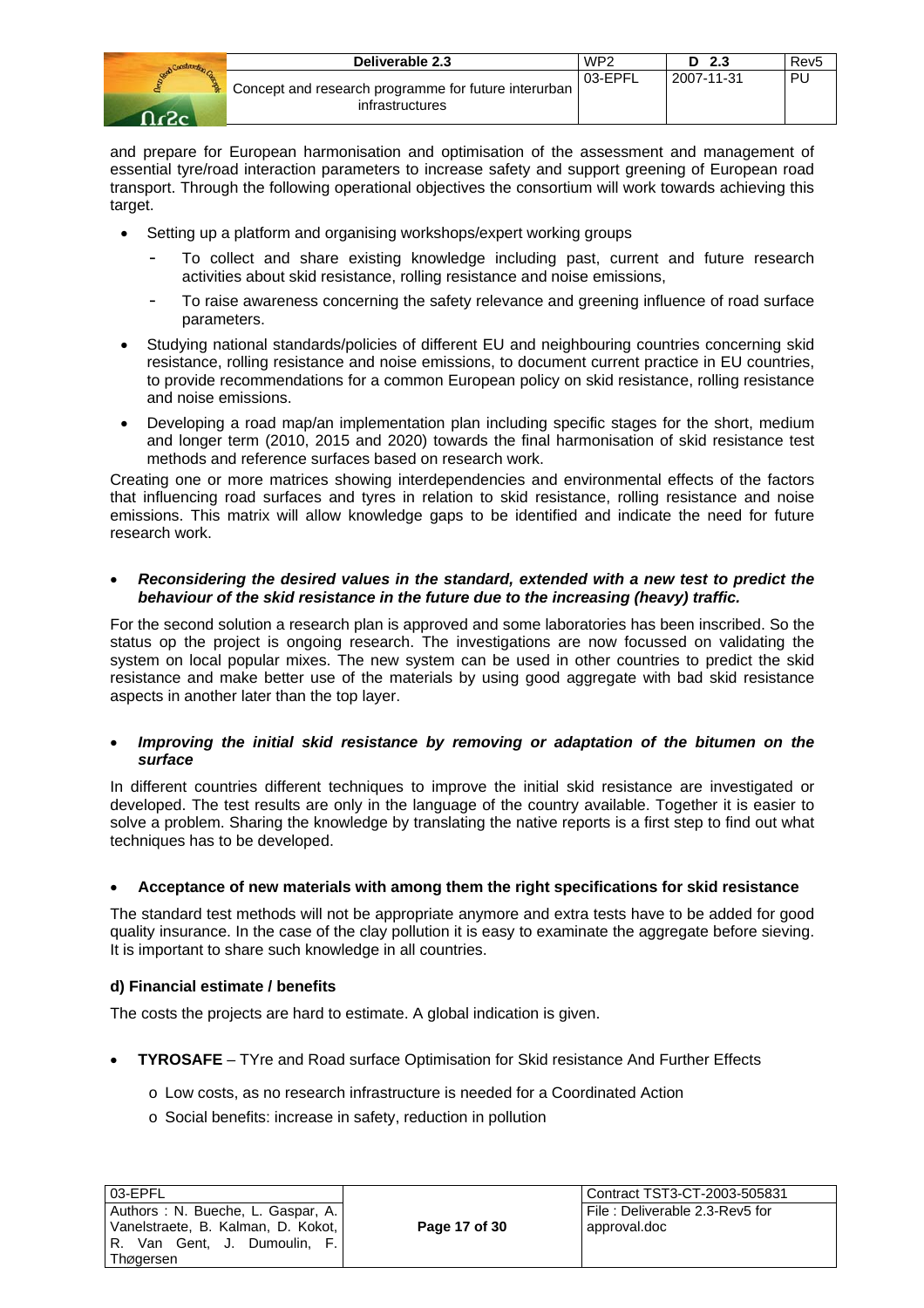and prepare for European harmonisation and optimisation of the assessment and management of essential tyre/road interaction parameters to increase safety and support greening of European road transport. Through the following operational objectives the consortium will work towards achieving this target.

- Setting up a platform and organising workshops/expert working groups
  - To collect and share existing knowledge including past, current and future research activities about skid resistance, rolling resistance and noise emissions,
  - To raise awareness concerning the safety relevance and greening influence of road surface parameters.
- Studying national standards/policies of different EU and neighbouring countries concerning skid resistance, rolling resistance and noise emissions, to document current practice in EU countries, to provide recommendations for a common European policy on skid resistance, rolling resistance and noise emissions.
- Developing a road map/an implementation plan including specific stages for the short, medium and longer term (2010, 2015 and 2020) towards the final harmonisation of skid resistance test methods and reference surfaces based on research work.

Creating one or more matrices showing interdependencies and environmental effects of the factors that influencing road surfaces and tyres in relation to skid resistance, rolling resistance and noise emissions. This matrix will allow knowledge gaps to be identified and indicate the need for future research work.

- ***Reconsidering the desired values in the standard, extended with a new test to predict the behaviour of the skid resistance in the future due to the increasing (heavy) traffic.***

For the second solution a research plan is approved and some laboratories has been inscribed. So the status op the project is ongoing research. The investigations are now focussed on validating the system on local popular mixes. The new system can be used in other countries to predict the skid resistance and make better use of the materials by using good aggregate with bad skid resistance aspects in another later than the top layer.

- ***Improving the initial skid resistance by removing or adaptation of the bitumen on the surface***

In different countries different techniques to improve the initial skid resistance are investigated or developed. The test results are only in the language of the country available. Together it is easier to solve a problem. Sharing the knowledge by translating the native reports is a first step to find out what techniques has to be developed.

- **Acceptance of new materials with among them the right specifications for skid resistance**

The standard test methods will not be appropriate anymore and extra tests have to be added for good quality insurance. In the case of the clay pollution it is easy to examine the aggregate before sieving. It is important to share such knowledge in all countries.

**d) Financial estimate / benefits**

The costs the projects are hard to estimate. A global indication is given.

- **TYROSAFE** – TYre and Road surface Optimisation for Skid resistance And Further Effects
  - Low costs, as no research infrastructure is needed for a Coordinated Action
  - Social benefits: increase in safety, reduction in pollution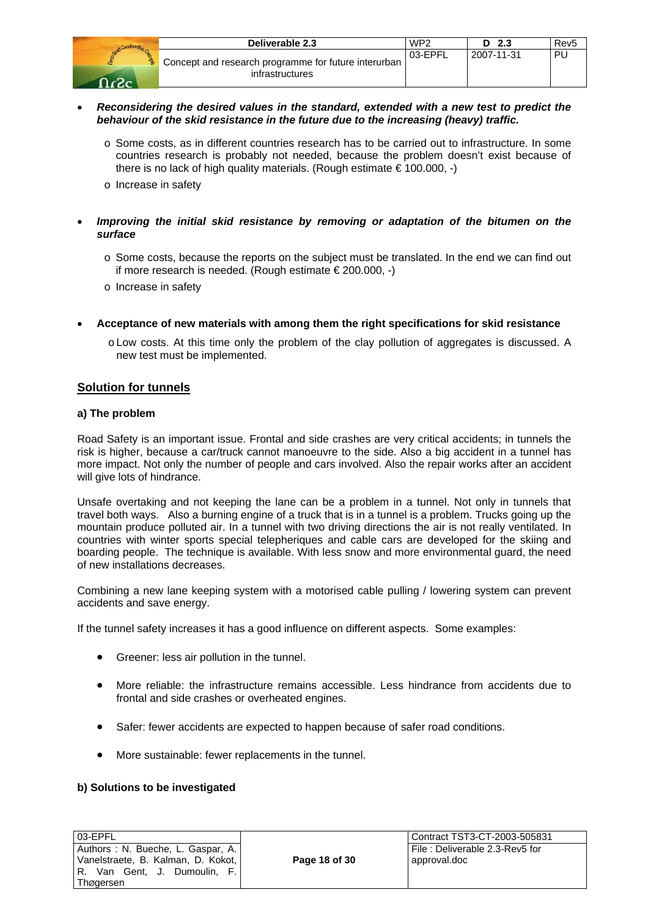- ***Reconsidering the desired values in the standard, extended with a new test to predict the behaviour of the skid resistance in the future due to the increasing (heavy) traffic.***
  - Some costs, as in different countries research has to be carried out to infrastructure. In some countries research is probably not needed, because the problem doesn't exist because of there is no lack of high quality materials. (Rough estimate € 100.000, -)
  - Increase in safety

- ***Improving the initial skid resistance by removing or adaptation of the bitumen on the surface***
  - Some costs, because the reports on the subject must be translated. In the end we can find out if more research is needed. (Rough estimate € 200.000, -)
  - Increase in safety

- **Acceptance of new materials with among them the right specifications for skid resistance**
  - Low costs. At this time only the problem of the clay pollution of aggregates is discussed. A new test must be implemented.

## Solution for tunnels

### a) The problem

Road Safety is an important issue. Frontal and side crashes are very critical accidents; in tunnels the risk is higher, because a car/truck cannot manoeuvre to the side. Also a big accident in a tunnel has more impact. Not only the number of people and cars involved. Also the repair works after an accident will give lots of hindrance.

Unsafe overtaking and not keeping the lane can be a problem in a tunnel. Not only in tunnels that travel both ways. Also a burning engine of a truck that is in a tunnel is a problem. Trucks going up the mountain produce polluted air. In a tunnel with two driving directions the air is not really ventilated. In countries with winter sports special telepheriques and cable cars are developed for the skiing and boarding people. The technique is available. With less snow and more environmental guard, the need of new installations decreases.

Combining a new lane keeping system with a motorised cable pulling / lowering system can prevent accidents and save energy.

If the tunnel safety increases it has a good influence on different aspects. Some examples:

- Greener: less air pollution in the tunnel.
- More reliable: the infrastructure remains accessible. Less hindrance from accidents due to frontal and side crashes or overheated engines.
- Safer: fewer accidents are expected to happen because of safer road conditions.
- More sustainable: fewer replacements in the tunnel.

### b) Solutions to be investigated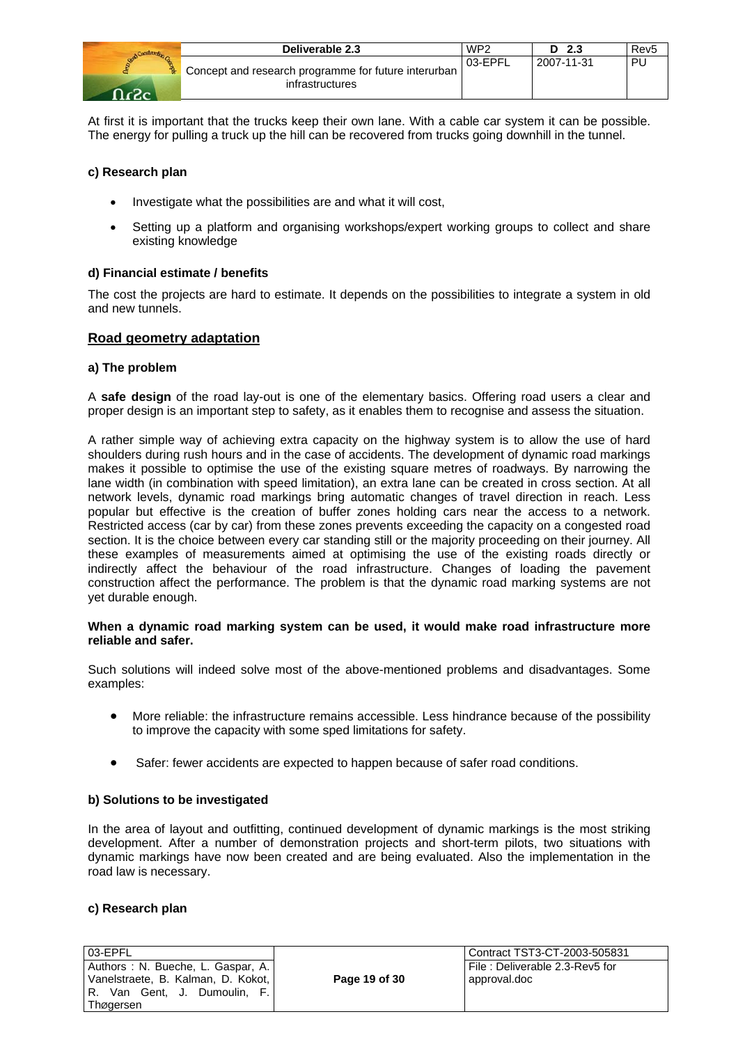At first it is important that the trucks keep their own lane. With a cable car system it can be possible. The energy for pulling a truck up the hill can be recovered from trucks going downhill in the tunnel.

**c) Research plan**

- Investigate what the possibilities are and what it will cost,
- Setting up a platform and organising workshops/expert working groups to collect and share existing knowledge

**d) Financial estimate / benefits**

The cost the projects are hard to estimate. It depends on the possibilities to integrate a system in old and new tunnels.

## Road geometry adaptation

**a) The problem**

A **safe design** of the road lay-out is one of the elementary basics. Offering road users a clear and proper design is an important step to safety, as it enables them to recognise and assess the situation.

A rather simple way of achieving extra capacity on the highway system is to allow the use of hard shoulders during rush hours and in the case of accidents. The development of dynamic road markings makes it possible to optimise the use of the existing square metres of roadways. By narrowing the lane width (in combination with speed limitation), an extra lane can be created in cross section. At all network levels, dynamic road markings bring automatic changes of travel direction in reach. Less popular but effective is the creation of buffer zones holding cars near the access to a network. Restricted access (car by car) from these zones prevents exceeding the capacity on a congested road section. It is the choice between every car standing still or the majority proceeding on their journey. All these examples of measurements aimed at optimising the use of the existing roads directly or indirectly affect the behaviour of the road infrastructure. Changes of loading the pavement construction affect the performance. The problem is that the dynamic road marking systems are not yet durable enough.

**When a dynamic road marking system can be used, it would make road infrastructure more reliable and safer.**

Such solutions will indeed solve most of the above-mentioned problems and disadvantages. Some examples:

- More reliable: the infrastructure remains accessible. Less hindrance because of the possibility to improve the capacity with some sped limitations for safety.
- Safer: fewer accidents are expected to happen because of safer road conditions.

**b) Solutions to be investigated**

In the area of layout and outfitting, continued development of dynamic markings is the most striking development. After a number of demonstration projects and short-term pilots, two situations with dynamic markings have now been created and are being evaluated. Also the implementation in the road law is necessary.

**c) Research plan**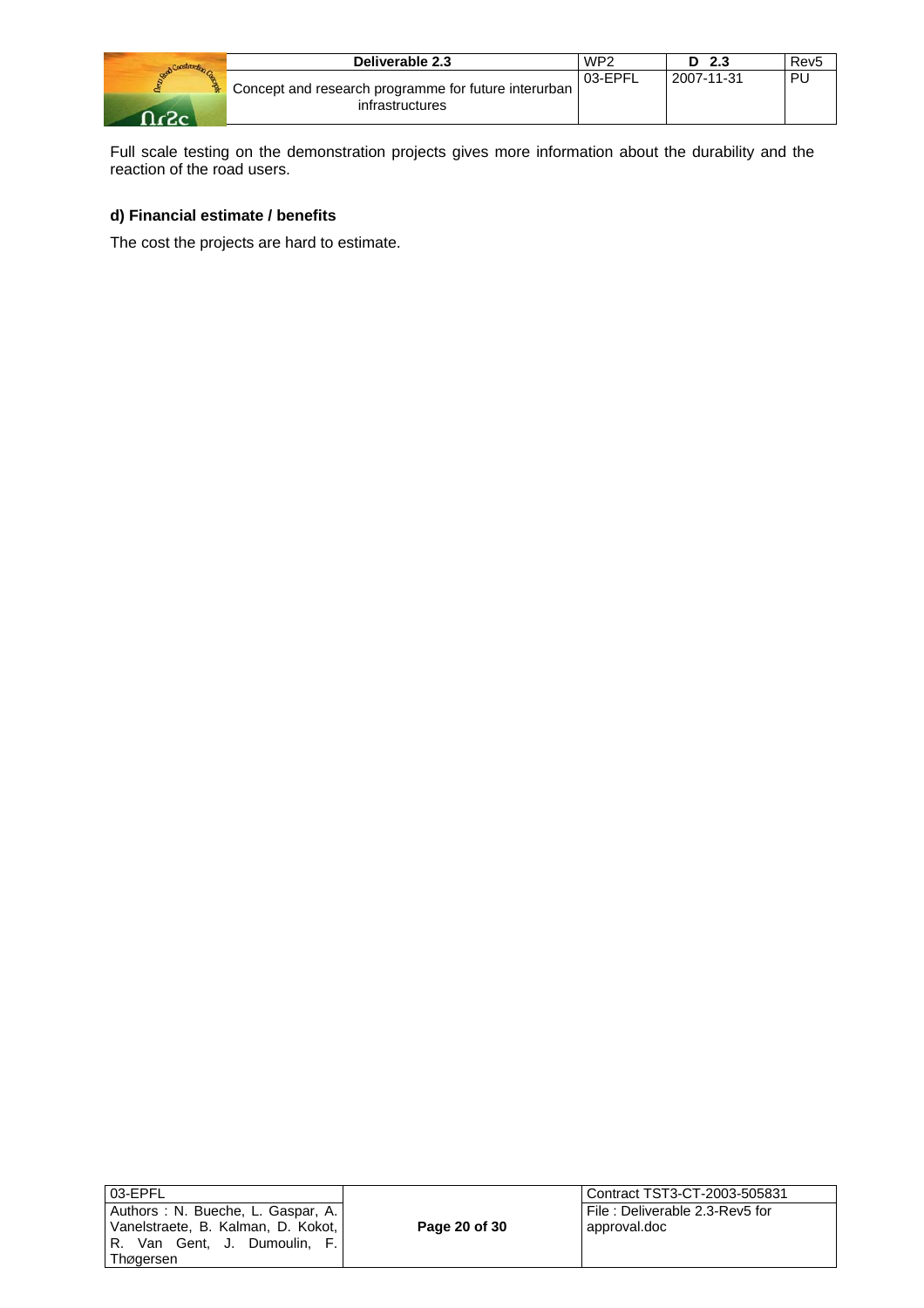Full scale testing on the demonstration projects gives more information about the durability and the reaction of the road users.

**d) Financial estimate / benefits**

The cost the projects are hard to estimate.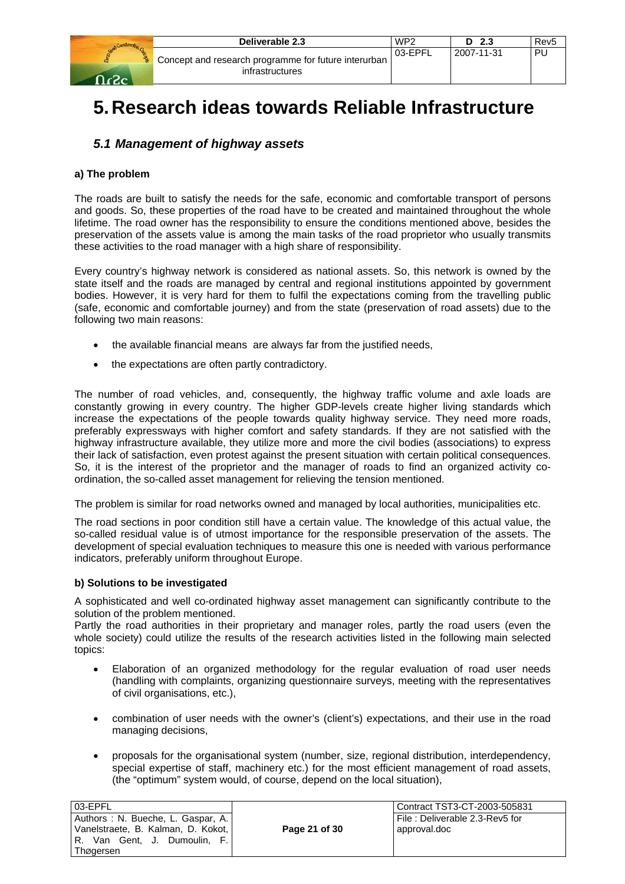# 5. Research ideas towards Reliable Infrastructure

## *5.1 Management of highway assets*

### a) The problem

The roads are built to satisfy the needs for the safe, economic and comfortable transport of persons and goods. So, these properties of the road have to be created and maintained throughout the whole lifetime. The road owner has the responsibility to ensure the conditions mentioned above, besides the preservation of the assets value is among the main tasks of the road proprietor who usually transmits these activities to the road manager with a high share of responsibility.

Every country's highway network is considered as national assets. So, this network is owned by the state itself and the roads are managed by central and regional institutions appointed by government bodies. However, it is very hard for them to fulfil the expectations coming from the travelling public (safe, economic and comfortable journey) and from the state (preservation of road assets) due to the following two main reasons:

- the available financial means are always far from the justified needs,
- the expectations are often partly contradictory.

The number of road vehicles, and, consequently, the highway traffic volume and axle loads are constantly growing in every country. The higher GDP-levels create higher living standards which increase the expectations of the people towards quality highway service. They need more roads, preferably expressways with higher comfort and safety standards. If they are not satisfied with the highway infrastructure available, they utilize more and more the civil bodies (associations) to express their lack of satisfaction, even protest against the present situation with certain political consequences. So, it is the interest of the proprietor and the manager of roads to find an organized activity co-ordination, the so-called asset management for relieving the tension mentioned.

The problem is similar for road networks owned and managed by local authorities, municipalities etc.

The road sections in poor condition still have a certain value. The knowledge of this actual value, the so-called residual value is of utmost importance for the responsible preservation of the assets. The development of special evaluation techniques to measure this one is needed with various performance indicators, preferably uniform throughout Europe.

### b) Solutions to be investigated

A sophisticated and well co-ordinated highway asset management can significantly contribute to the solution of the problem mentioned.
Partly the road authorities in their proprietary and manager roles, partly the road users (even the whole society) could utilize the results of the research activities listed in the following main selected topics:

- Elaboration of an organized methodology for the regular evaluation of road user needs (handling with complaints, organizing questionnaire surveys, meeting with the representatives of civil organisations, etc.),
- combination of user needs with the owner's (client's) expectations, and their use in the road managing decisions,
- proposals for the organisational system (number, size, regional distribution, interdependency, special expertise of staff, machinery etc.) for the most efficient management of road assets, (the "optimum" system would, of course, depend on the local situation),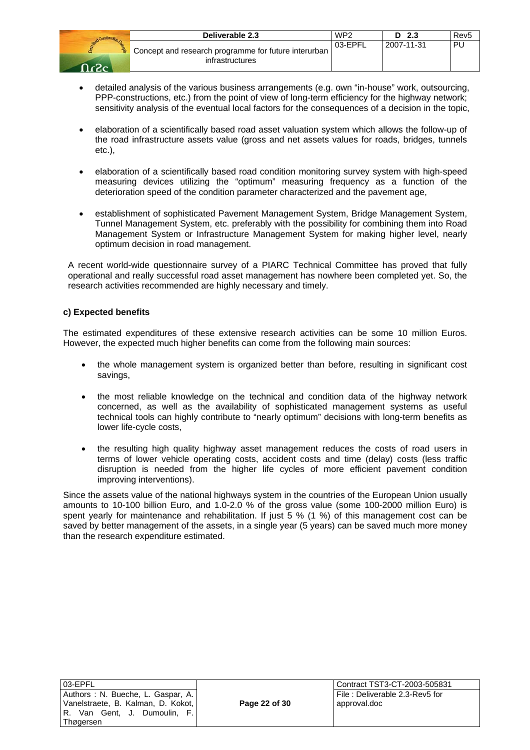- detailed analysis of the various business arrangements (e.g. own "in-house" work, outsourcing, PPP-constructions, etc.) from the point of view of long-term efficiency for the highway network; sensitivity analysis of the eventual local factors for the consequences of a decision in the topic,
- elaboration of a scientifically based road asset valuation system which allows the follow-up of the road infrastructure assets value (gross and net assets values for roads, bridges, tunnels etc.),
- elaboration of a scientifically based road condition monitoring survey system with high-speed measuring devices utilizing the "optimum" measuring frequency as a function of the deterioration speed of the condition parameter characterized and the pavement age,
- establishment of sophisticated Pavement Management System, Bridge Management System, Tunnel Management System, etc. preferably with the possibility for combining them into Road Management System or Infrastructure Management System for making higher level, nearly optimum decision in road management.

A recent world-wide questionnaire survey of a PIARC Technical Committee has proved that fully operational and really successful road asset management has nowhere been completed yet. So, the research activities recommended are highly necessary and timely.

**c) Expected benefits**

The estimated expenditures of these extensive research activities can be some 10 million Euros. However, the expected much higher benefits can come from the following main sources:

- the whole management system is organized better than before, resulting in significant cost savings,
- the most reliable knowledge on the technical and condition data of the highway network concerned, as well as the availability of sophisticated management systems as useful technical tools can highly contribute to "nearly optimum" decisions with long-term benefits as lower life-cycle costs,
- the resulting high quality highway asset management reduces the costs of road users in terms of lower vehicle operating costs, accident costs and time (delay) costs (less traffic disruption is needed from the higher life cycles of more efficient pavement condition improving interventions).

Since the assets value of the national highways system in the countries of the European Union usually amounts to 10-100 billion Euro, and 1.0-2.0 % of the gross value (some 100-2000 million Euro) is spent yearly for maintenance and rehabilitation. If just 5 % (1 %) of this management cost can be saved by better management of the assets, in a single year (5 years) can be saved much more money than the research expenditure estimated.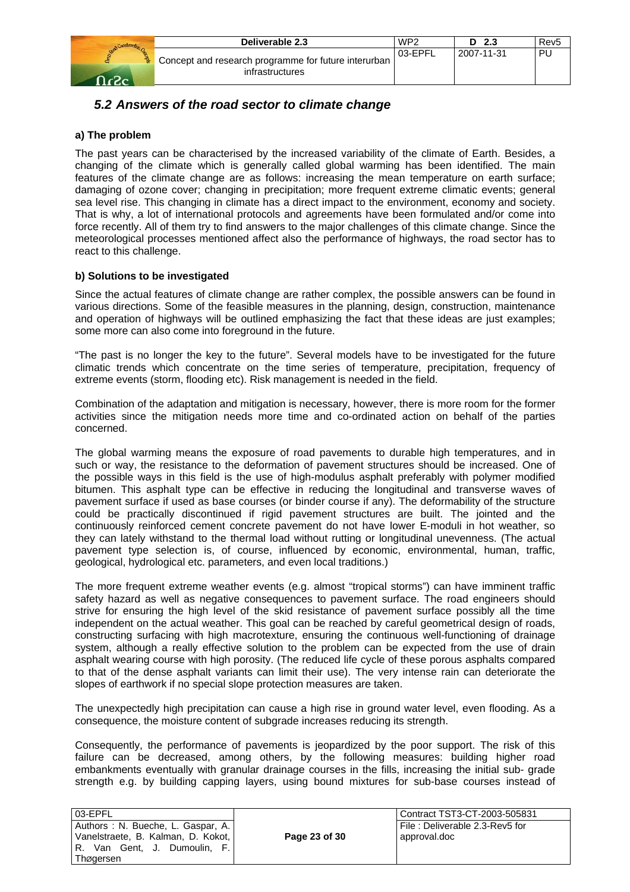## *5.2 Answers of the road sector to climate change*

**a) The problem**

The past years can be characterised by the increased variability of the climate of Earth. Besides, a changing of the climate which is generally called global warming has been identified. The main features of the climate change are as follows: increasing the mean temperature on earth surface; damaging of ozone cover; changing in precipitation; more frequent extreme climatic events; general sea level rise. This changing in climate has a direct impact to the environment, economy and society. That is why, a lot of international protocols and agreements have been formulated and/or come into force recently. All of them try to find answers to the major challenges of this climate change. Since the meteorological processes mentioned affect also the performance of highways, the road sector has to react to this challenge.

**b) Solutions to be investigated**

Since the actual features of climate change are rather complex, the possible answers can be found in various directions. Some of the feasible measures in the planning, design, construction, maintenance and operation of highways will be outlined emphasizing the fact that these ideas are just examples; some more can also come into foreground in the future.

"The past is no longer the key to the future". Several models have to be investigated for the future climatic trends which concentrate on the time series of temperature, precipitation, frequency of extreme events (storm, flooding etc). Risk management is needed in the field.

Combination of the adaptation and mitigation is necessary, however, there is more room for the former activities since the mitigation needs more time and co-ordinated action on behalf of the parties concerned.

The global warming means the exposure of road pavements to durable high temperatures, and in such or way, the resistance to the deformation of pavement structures should be increased. One of the possible ways in this field is the use of high-modulus asphalt preferably with polymer modified bitumen. This asphalt type can be effective in reducing the longitudinal and transverse waves of pavement surface if used as base courses (or binder course if any). The deformability of the structure could be practically discontinued if rigid pavement structures are built. The jointed and the continuously reinforced cement concrete pavement do not have lower E-moduli in hot weather, so they can lately withstand to the thermal load without rutting or longitudinal unevenness. (The actual pavement type selection is, of course, influenced by economic, environmental, human, traffic, geological, hydrological etc. parameters, and even local traditions.)

The more frequent extreme weather events (e.g. almost "tropical storms") can have imminent traffic safety hazard as well as negative consequences to pavement surface. The road engineers should strive for ensuring the high level of the skid resistance of pavement surface possibly all the time independent on the actual weather. This goal can be reached by careful geometrical design of roads, constructing surfacing with high macrotexture, ensuring the continuous well-functioning of drainage system, although a really effective solution to the problem can be expected from the use of drain asphalt wearing course with high porosity. (The reduced life cycle of these porous asphalts compared to that of the dense asphalt variants can limit their use). The very intense rain can deteriorate the slopes of earthwork if no special slope protection measures are taken.

The unexpectedly high precipitation can cause a high rise in ground water level, even flooding. As a consequence, the moisture content of subgrade increases reducing its strength.

Consequently, the performance of pavements is jeopardized by the poor support. The risk of this failure can be decreased, among others, by the following measures: building higher road embankments eventually with granular drainage courses in the fills, increasing the initial sub- grade strength e.g. by building capping layers, using bound mixtures for sub-base courses instead of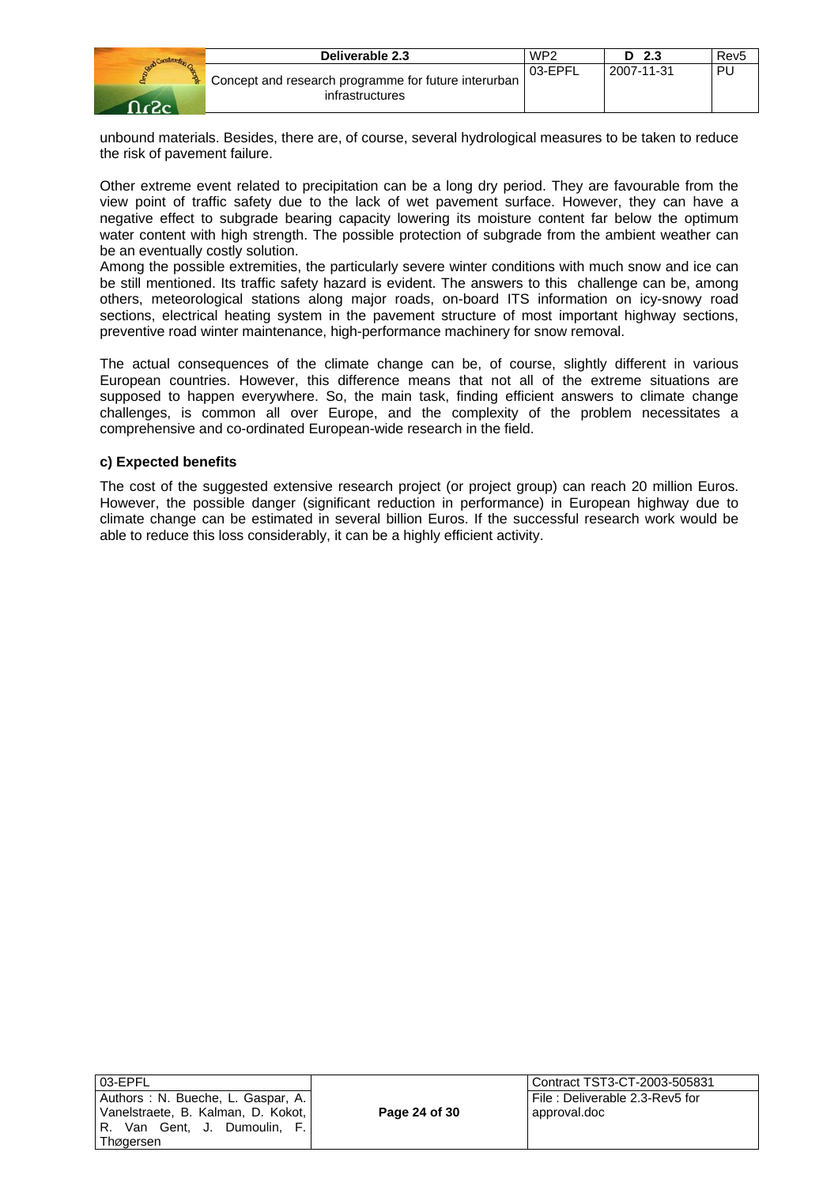unbound materials. Besides, there are, of course, several hydrological measures to be taken to reduce the risk of pavement failure.

Other extreme event related to precipitation can be a long dry period. They are favourable from the view point of traffic safety due to the lack of wet pavement surface. However, they can have a negative effect to subgrade bearing capacity lowering its moisture content far below the optimum water content with high strength. The possible protection of subgrade from the ambient weather can be an eventually costly solution.
Among the possible extremities, the particularly severe winter conditions with much snow and ice can be still mentioned. Its traffic safety hazard is evident. The answers to this challenge can be, among others, meteorological stations along major roads, on-board ITS information on icy-snowy road sections, electrical heating system in the pavement structure of most important highway sections, preventive road winter maintenance, high-performance machinery for snow removal.

The actual consequences of the climate change can be, of course, slightly different in various European countries. However, this difference means that not all of the extreme situations are supposed to happen everywhere. So, the main task, finding efficient answers to climate change challenges, is common all over Europe, and the complexity of the problem necessitates a comprehensive and co-ordinated European-wide research in the field.

**c) Expected benefits**

The cost of the suggested extensive research project (or project group) can reach 20 million Euros. However, the possible danger (significant reduction in performance) in European highway due to climate change can be estimated in several billion Euros. If the successful research work would be able to reduce this loss considerably, it can be a highly efficient activity.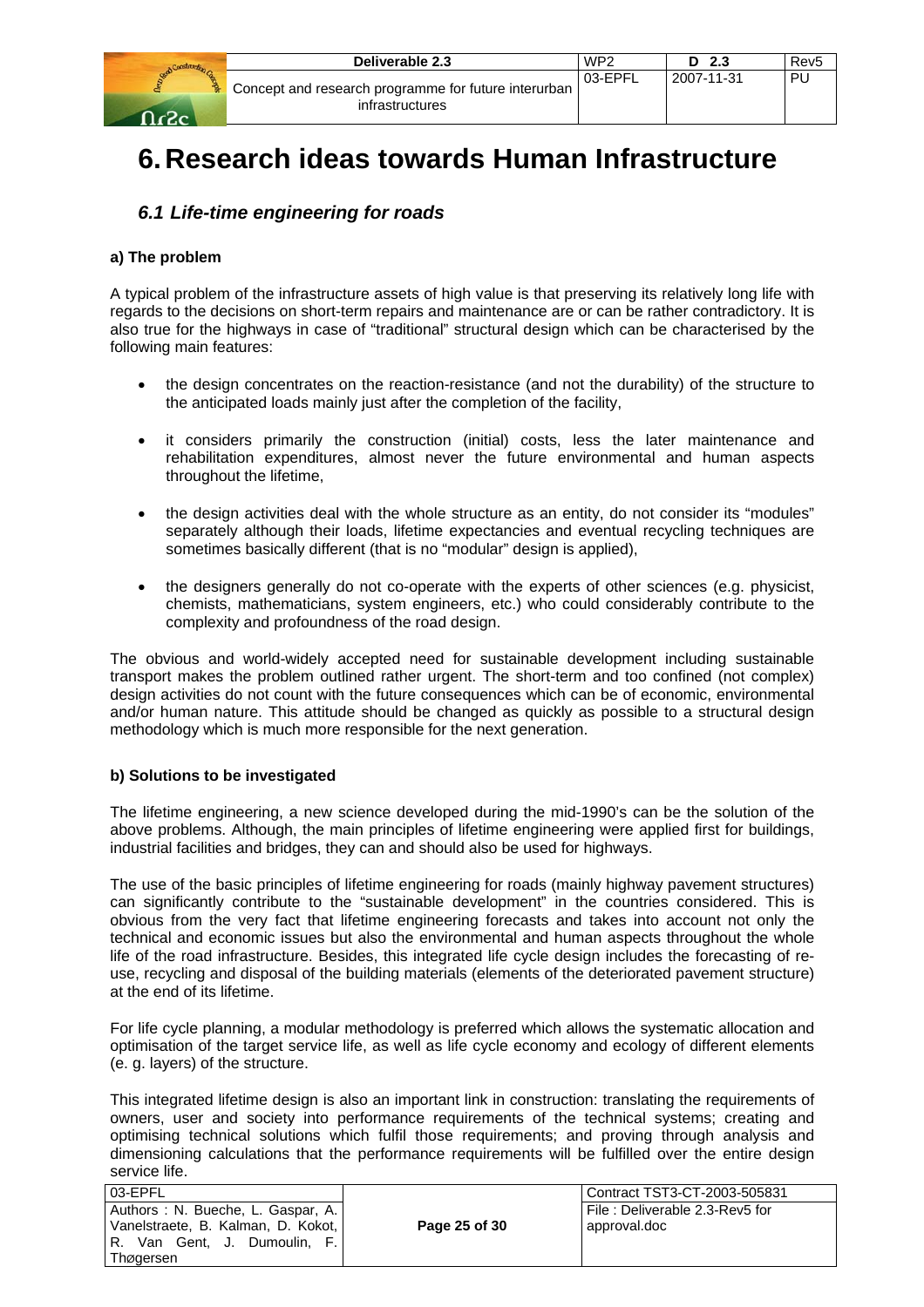# 6. Research ideas towards Human Infrastructure

## *6.1 Life-time engineering for roads*

**a) The problem**

A typical problem of the infrastructure assets of high value is that preserving its relatively long life with regards to the decisions on short-term repairs and maintenance are or can be rather contradictory. It is also true for the highways in case of "traditional" structural design which can be characterised by the following main features:

- the design concentrates on the reaction-resistance (and not the durability) of the structure to the anticipated loads mainly just after the completion of the facility,
- it considers primarily the construction (initial) costs, less the later maintenance and rehabilitation expenditures, almost never the future environmental and human aspects throughout the lifetime,
- the design activities deal with the whole structure as an entity, do not consider its "modules" separately although their loads, lifetime expectancies and eventual recycling techniques are sometimes basically different (that is no "modular" design is applied),
- the designers generally do not co-operate with the experts of other sciences (e.g. physicist, chemists, mathematicians, system engineers, etc.) who could considerably contribute to the complexity and profoundness of the road design.

The obvious and world-widely accepted need for sustainable development including sustainable transport makes the problem outlined rather urgent. The short-term and too confined (not complex) design activities do not count with the future consequences which can be of economic, environmental and/or human nature. This attitude should be changed as quickly as possible to a structural design methodology which is much more responsible for the next generation.

**b) Solutions to be investigated**

The lifetime engineering, a new science developed during the mid-1990's can be the solution of the above problems. Although, the main principles of lifetime engineering were applied first for buildings, industrial facilities and bridges, they can and should also be used for highways.

The use of the basic principles of lifetime engineering for roads (mainly highway pavement structures) can significantly contribute to the "sustainable development" in the countries considered. This is obvious from the very fact that lifetime engineering forecasts and takes into account not only the technical and economic issues but also the environmental and human aspects throughout the whole life of the road infrastructure. Besides, this integrated life cycle design includes the forecasting of re-use, recycling and disposal of the building materials (elements of the deteriorated pavement structure) at the end of its lifetime.

For life cycle planning, a modular methodology is preferred which allows the systematic allocation and optimisation of the target service life, as well as life cycle economy and ecology of different elements (e. g. layers) of the structure.

This integrated lifetime design is also an important link in construction: translating the requirements of owners, user and society into performance requirements of the technical systems; creating and optimising technical solutions which fulfil those requirements; and proving through analysis and dimensioning calculations that the performance requirements will be fulfilled over the entire design service life.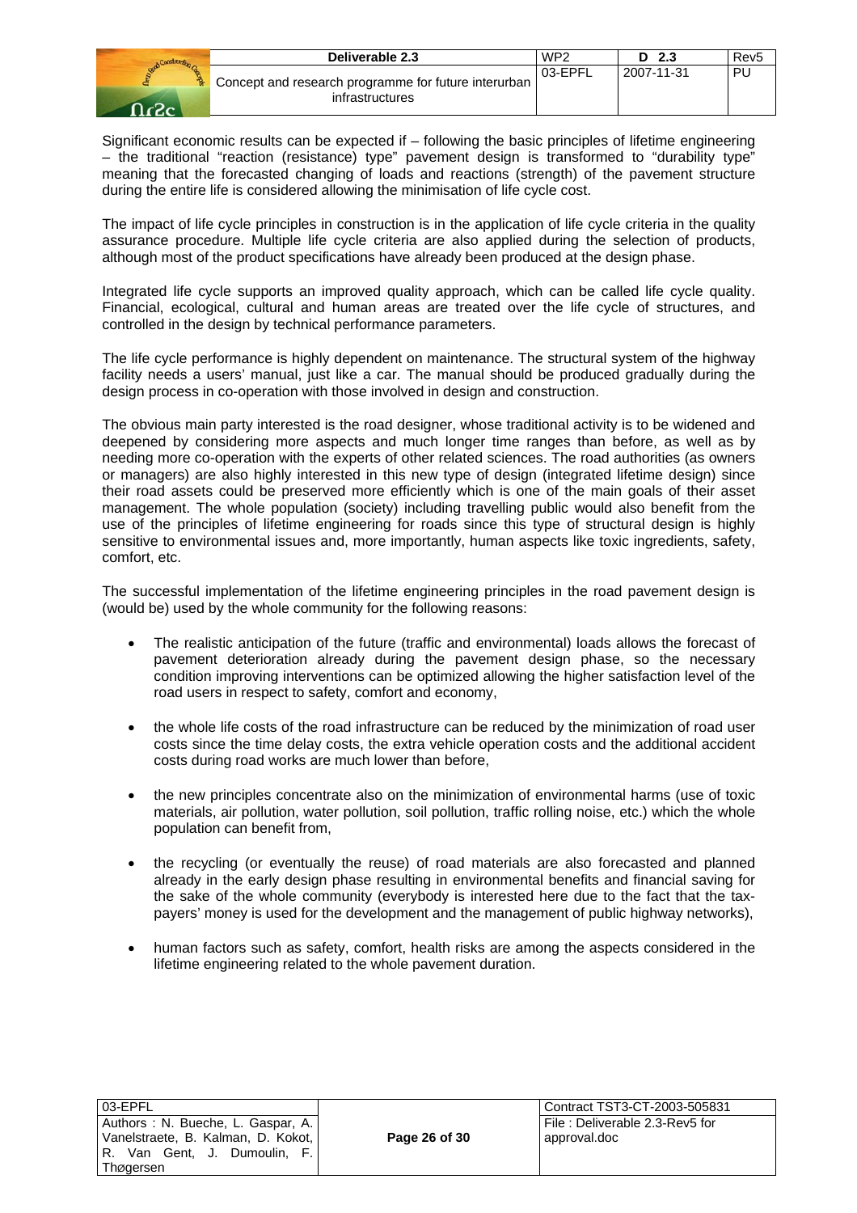Significant economic results can be expected if – following the basic principles of lifetime engineering – the traditional "reaction (resistance) type" pavement design is transformed to "durability type" meaning that the forecasted changing of loads and reactions (strength) of the pavement structure during the entire life is considered allowing the minimisation of life cycle cost.

The impact of life cycle principles in construction is in the application of life cycle criteria in the quality assurance procedure. Multiple life cycle criteria are also applied during the selection of products, although most of the product specifications have already been produced at the design phase.

Integrated life cycle supports an improved quality approach, which can be called life cycle quality. Financial, ecological, cultural and human areas are treated over the life cycle of structures, and controlled in the design by technical performance parameters.

The life cycle performance is highly dependent on maintenance. The structural system of the highway facility needs a users' manual, just like a car. The manual should be produced gradually during the design process in co-operation with those involved in design and construction.

The obvious main party interested is the road designer, whose traditional activity is to be widened and deepened by considering more aspects and much longer time ranges than before, as well as by needing more co-operation with the experts of other related sciences. The road authorities (as owners or managers) are also highly interested in this new type of design (integrated lifetime design) since their road assets could be preserved more efficiently which is one of the main goals of their asset management. The whole population (society) including travelling public would also benefit from the use of the principles of lifetime engineering for roads since this type of structural design is highly sensitive to environmental issues and, more importantly, human aspects like toxic ingredients, safety, comfort, etc.

The successful implementation of the lifetime engineering principles in the road pavement design is (would be) used by the whole community for the following reasons:

- The realistic anticipation of the future (traffic and environmental) loads allows the forecast of pavement deterioration already during the pavement design phase, so the necessary condition improving interventions can be optimized allowing the higher satisfaction level of the road users in respect to safety, comfort and economy,
- the whole life costs of the road infrastructure can be reduced by the minimization of road user costs since the time delay costs, the extra vehicle operation costs and the additional accident costs during road works are much lower than before,
- the new principles concentrate also on the minimization of environmental harms (use of toxic materials, air pollution, water pollution, soil pollution, traffic rolling noise, etc.) which the whole population can benefit from,
- the recycling (or eventually the reuse) of road materials are also forecasted and planned already in the early design phase resulting in environmental benefits and financial saving for the sake of the whole community (everybody is interested here due to the fact that the tax-payers' money is used for the development and the management of public highway networks),
- human factors such as safety, comfort, health risks are among the aspects considered in the lifetime engineering related to the whole pavement duration.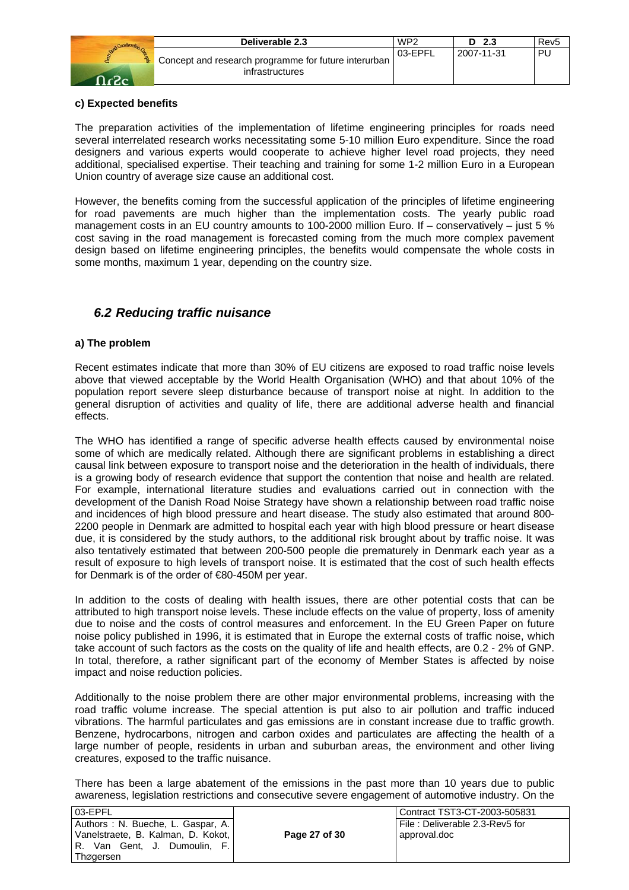**c) Expected benefits**

The preparation activities of the implementation of lifetime engineering principles for roads need several interrelated research works necessitating some 5-10 million Euro expenditure. Since the road designers and various experts would cooperate to achieve higher level road projects, they need additional, specialised expertise. Their teaching and training for some 1-2 million Euro in a European Union country of average size cause an additional cost.

However, the benefits coming from the successful application of the principles of lifetime engineering for road pavements are much higher than the implementation costs. The yearly public road management costs in an EU country amounts to 100-2000 million Euro. If – conservatively – just 5 % cost saving in the road management is forecasted coming from the much more complex pavement design based on lifetime engineering principles, the benefits would compensate the whole costs in some months, maximum 1 year, depending on the country size.

## *6.2 Reducing traffic nuisance*

**a) The problem**

Recent estimates indicate that more than 30% of EU citizens are exposed to road traffic noise levels above that viewed acceptable by the World Health Organisation (WHO) and that about 10% of the population report severe sleep disturbance because of transport noise at night. In addition to the general disruption of activities and quality of life, there are additional adverse health and financial effects.

The WHO has identified a range of specific adverse health effects caused by environmental noise some of which are medically related. Although there are significant problems in establishing a direct causal link between exposure to transport noise and the deterioration in the health of individuals, there is a growing body of research evidence that support the contention that noise and health are related. For example, international literature studies and evaluations carried out in connection with the development of the Danish Road Noise Strategy have shown a relationship between road traffic noise and incidences of high blood pressure and heart disease. The study also estimated that around 800-2200 people in Denmark are admitted to hospital each year with high blood pressure or heart disease due, it is considered by the study authors, to the additional risk brought about by traffic noise. It was also tentatively estimated that between 200-500 people die prematurely in Denmark each year as a result of exposure to high levels of transport noise. It is estimated that the cost of such health effects for Denmark is of the order of €80-450M per year.

In addition to the costs of dealing with health issues, there are other potential costs that can be attributed to high transport noise levels. These include effects on the value of property, loss of amenity due to noise and the costs of control measures and enforcement. In the EU Green Paper on future noise policy published in 1996, it is estimated that in Europe the external costs of traffic noise, which take account of such factors as the costs on the quality of life and health effects, are 0.2 - 2% of GNP. In total, therefore, a rather significant part of the economy of Member States is affected by noise impact and noise reduction policies.

Additionally to the noise problem there are other major environmental problems, increasing with the road traffic volume increase. The special attention is put also to air pollution and traffic induced vibrations. The harmful particulates and gas emissions are in constant increase due to traffic growth. Benzene, hydrocarbons, nitrogen and carbon oxides and particulates are affecting the health of a large number of people, residents in urban and suburban areas, the environment and other living creatures, exposed to the traffic nuisance.

There has been a large abatement of the emissions in the past more than 10 years due to public awareness, legislation restrictions and consecutive severe engagement of automotive industry. On the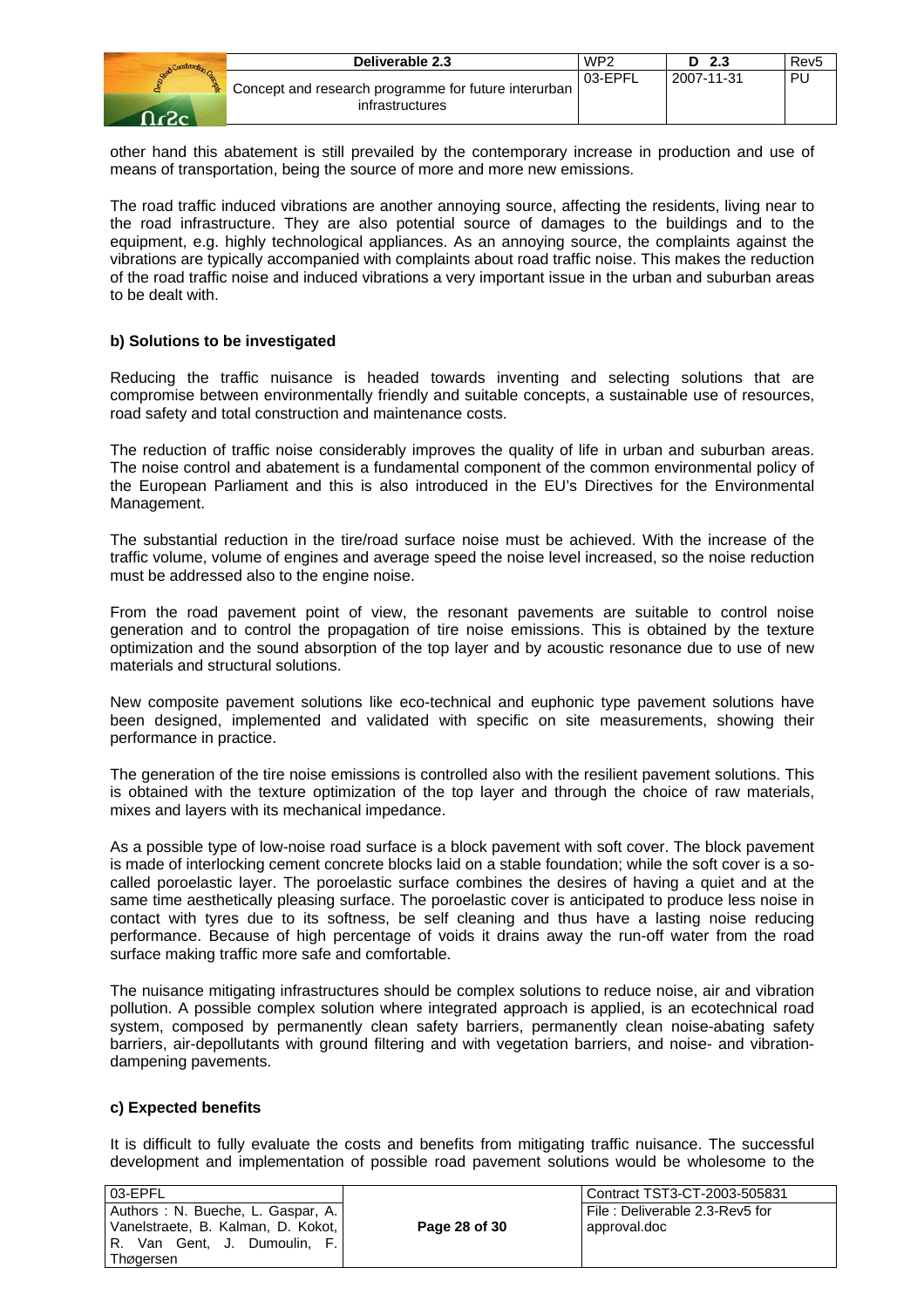other hand this abatement is still prevailed by the contemporary increase in production and use of means of transportation, being the source of more and more new emissions.

The road traffic induced vibrations are another annoying source, affecting the residents, living near to the road infrastructure. They are also potential source of damages to the buildings and to the equipment, e.g. highly technological appliances. As an annoying source, the complaints against the vibrations are typically accompanied with complaints about road traffic noise. This makes the reduction of the road traffic noise and induced vibrations a very important issue in the urban and suburban areas to be dealt with.

### b) Solutions to be investigated

Reducing the traffic nuisance is headed towards inventing and selecting solutions that are compromise between environmentally friendly and suitable concepts, a sustainable use of resources, road safety and total construction and maintenance costs.

The reduction of traffic noise considerably improves the quality of life in urban and suburban areas. The noise control and abatement is a fundamental component of the common environmental policy of the European Parliament and this is also introduced in the EU's Directives for the Environmental Management.

The substantial reduction in the tire/road surface noise must be achieved. With the increase of the traffic volume, volume of engines and average speed the noise level increased, so the noise reduction must be addressed also to the engine noise.

From the road pavement point of view, the resonant pavements are suitable to control noise generation and to control the propagation of tire noise emissions. This is obtained by the texture optimization and the sound absorption of the top layer and by acoustic resonance due to use of new materials and structural solutions.

New composite pavement solutions like eco-technical and euphonic type pavement solutions have been designed, implemented and validated with specific on site measurements, showing their performance in practice.

The generation of the tire noise emissions is controlled also with the resilient pavement solutions. This is obtained with the texture optimization of the top layer and through the choice of raw materials, mixes and layers with its mechanical impedance.

As a possible type of low-noise road surface is a block pavement with soft cover. The block pavement is made of interlocking cement concrete blocks laid on a stable foundation; while the soft cover is a so-called poroelastic layer. The poroelastic surface combines the desires of having a quiet and at the same time aesthetically pleasing surface. The poroelastic cover is anticipated to produce less noise in contact with tyres due to its softness, be self cleaning and thus have a lasting noise reducing performance. Because of high percentage of voids it drains away the run-off water from the road surface making traffic more safe and comfortable.

The nuisance mitigating infrastructures should be complex solutions to reduce noise, air and vibration pollution. A possible complex solution where integrated approach is applied, is an ecotechnical road system, composed by permanently clean safety barriers, permanently clean noise-abating safety barriers, air-depollutants with ground filtering and with vegetation barriers, and noise- and vibration-dampening pavements.

### c) Expected benefits

It is difficult to fully evaluate the costs and benefits from mitigating traffic nuisance. The successful development and implementation of possible road pavement solutions would be wholesome to the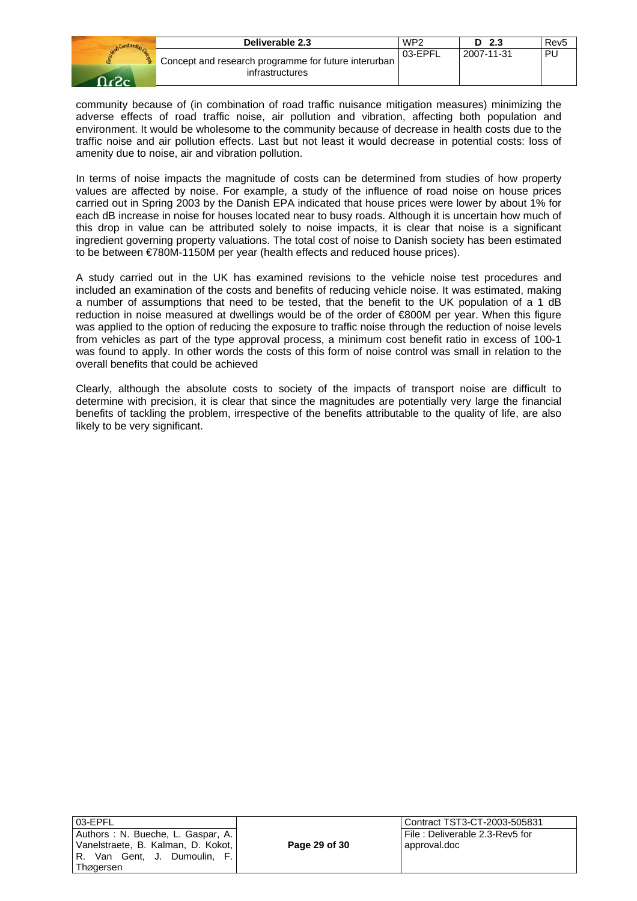community because of (in combination of road traffic nuisance mitigation measures) minimizing the adverse effects of road traffic noise, air pollution and vibration, affecting both population and environment. It would be wholesome to the community because of decrease in health costs due to the traffic noise and air pollution effects. Last but not least it would decrease in potential costs: loss of amenity due to noise, air and vibration pollution.

In terms of noise impacts the magnitude of costs can be determined from studies of how property values are affected by noise. For example, a study of the influence of road noise on house prices carried out in Spring 2003 by the Danish EPA indicated that house prices were lower by about 1% for each dB increase in noise for houses located near to busy roads. Although it is uncertain how much of this drop in value can be attributed solely to noise impacts, it is clear that noise is a significant ingredient governing property valuations. The total cost of noise to Danish society has been estimated to be between €780M-1150M per year (health effects and reduced house prices).

A study carried out in the UK has examined revisions to the vehicle noise test procedures and included an examination of the costs and benefits of reducing vehicle noise. It was estimated, making a number of assumptions that need to be tested, that the benefit to the UK population of a 1 dB reduction in noise measured at dwellings would be of the order of €800M per year. When this figure was applied to the option of reducing the exposure to traffic noise through the reduction of noise levels from vehicles as part of the type approval process, a minimum cost benefit ratio in excess of 100-1 was found to apply. In other words the costs of this form of noise control was small in relation to the overall benefits that could be achieved

Clearly, although the absolute costs to society of the impacts of transport noise are difficult to determine with precision, it is clear that since the magnitudes are potentially very large the financial benefits of tackling the problem, irrespective of the benefits attributable to the quality of life, are also likely to be very significant.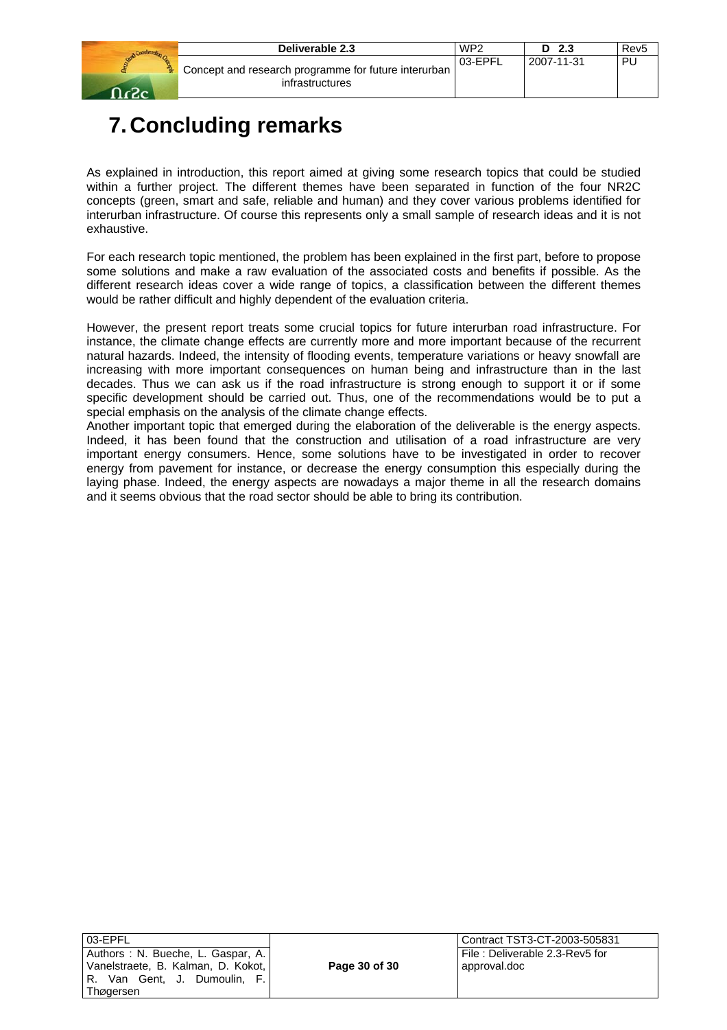# 7. Concluding remarks

As explained in introduction, this report aimed at giving some research topics that could be studied within a further project. The different themes have been separated in function of the four NR2C concepts (green, smart and safe, reliable and human) and they cover various problems identified for interurban infrastructure. Of course this represents only a small sample of research ideas and it is not exhaustive.

For each research topic mentioned, the problem has been explained in the first part, before to propose some solutions and make a raw evaluation of the associated costs and benefits if possible. As the different research ideas cover a wide range of topics, a classification between the different themes would be rather difficult and highly dependent of the evaluation criteria.

However, the present report treats some crucial topics for future interurban road infrastructure. For instance, the climate change effects are currently more and more important because of the recurrent natural hazards. Indeed, the intensity of flooding events, temperature variations or heavy snowfall are increasing with more important consequences on human being and infrastructure than in the last decades. Thus we can ask us if the road infrastructure is strong enough to support it or if some specific development should be carried out. Thus, one of the recommendations would be to put a special emphasis on the analysis of the climate change effects.

Another important topic that emerged during the elaboration of the deliverable is the energy aspects. Indeed, it has been found that the construction and utilisation of a road infrastructure are very important energy consumers. Hence, some solutions have to be investigated in order to recover energy from pavement for instance, or decrease the energy consumption this especially during the laying phase. Indeed, the energy aspects are nowadays a major theme in all the research domains and it seems obvious that the road sector should be able to bring its contribution.